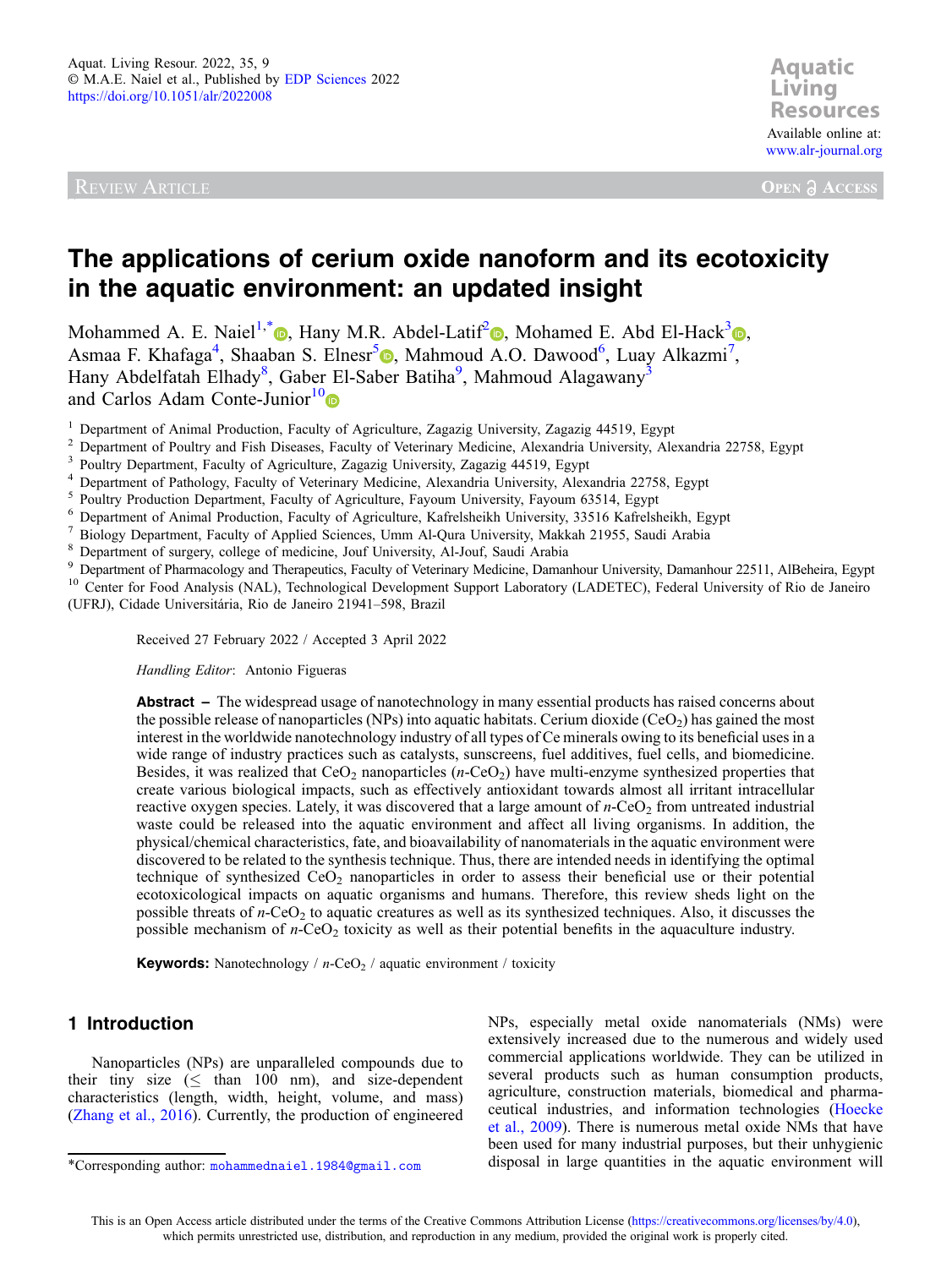Review Article

Open Access

# The applications of cerium oxide nanoform and its ecotoxicity in the aquatic environment: an updated insight

Mohammed A. E. Naiel[1,*], Hany M.R. Abdel-Latif[2], Mohamed E. Abd El-Hack[3], Asmaa F. Khafaga[4], Shaaban S. Elnesr[5], Mahmoud A.O. Dawood[6], Luay Alkazmi[7], Hany Abdelfatah Elhady[8], Gaber El-Saber Batiha[9], Mahmoud Alagawany[3] and Carlos Adam Conte-Junior[10]

[1] Department of Animal Production, Faculty of Agriculture, Zagazig University, Zagazig 44519, Egypt
[2] Department of Poultry and Fish Diseases, Faculty of Veterinary Medicine, Alexandria University, Alexandria 22758, Egypt
[3] Poultry Department, Faculty of Agriculture, Zagazig University, Zagazig 44519, Egypt
[4] Department of Pathology, Faculty of Veterinary Medicine, Alexandria University, Alexandria 22758, Egypt
[5] Poultry Production Department, Faculty of Agriculture, Fayoum University, Fayoum 63514, Egypt
[6] Department of Animal Production, Faculty of Agriculture, Kafrelsheikh University, 33516 Kafrelsheikh, Egypt
[7] Biology Department, Faculty of Applied Sciences, Umm Al-Qura University, Makkah 21955, Saudi Arabia
[8] Department of surgery, college of medicine, Jouf University, Al-Jouf, Saudi Arabia
[9] Department of Pharmacology and Therapeutics, Faculty of Veterinary Medicine, Damanhour University, Damanhour 22511, AlBeheira, Egypt
[10] Center for Food Analysis (NAL), Technological Development Support Laboratory (LADETEC), Federal University of Rio de Janeiro (UFRJ), Cidade Universitária, Rio de Janeiro 21941–598, Brazil

Received 27 February 2022 / Accepted 3 April 2022

*Handling Editor*: Antonio Figueras

**Abstract** – The widespread usage of nanotechnology in many essential products has raised concerns about the possible release of nanoparticles (NPs) into aquatic habitats. Cerium dioxide ($CeO_2$) has gained the most interest in the worldwide nanotechnology industry of all types of Ce minerals owing to its beneficial uses in a wide range of industry practices such as catalysts, sunscreens, fuel additives, fuel cells, and biomedicine. Besides, it was realized that $CeO_2$ nanoparticles (*n*-$CeO_2$) have multi-enzyme synthesized properties that create various biological impacts, such as effectively antioxidant towards almost all irritant intracellular reactive oxygen species. Lately, it was discovered that a large amount of *n*-$CeO_2$ from untreated industrial waste could be released into the aquatic environment and affect all living organisms. In addition, the physical/chemical characteristics, fate, and bioavailability of nanomaterials in the aquatic environment were discovered to be related to the synthesis technique. Thus, there are intended needs in identifying the optimal technique of synthesized $CeO_2$ nanoparticles in order to assess their beneficial use or their potential ecotoxicological impacts on aquatic organisms and humans. Therefore, this review sheds light on the possible threats of *n*-$CeO_2$ to aquatic creatures as well as its synthesized techniques. Also, it discusses the possible mechanism of *n*-$CeO_2$ toxicity as well as their potential benefits in the aquaculture industry.

**Keywords:** Nanotechnology / *n*-$CeO_2$ / aquatic environment / toxicity

## 1 Introduction

Nanoparticles (NPs) are unparalleled compounds due to their tiny size (≤ than 100 nm), and size-dependent characteristics (length, width, height, volume, and mass) (Zhang et al., 2016). Currently, the production of engineered NPs, especially metal oxide nanomaterials (NMs) were extensively increased due to the numerous and widely used commercial applications worldwide. They can be utilized in several products such as human consumption products, agriculture, construction materials, biomedical and pharmaceutical industries, and information technologies (Hoecke et al., 2009). There is numerous metal oxide NMs that have been used for many industrial purposes, but their unhygienic disposal in large quantities in the aquatic environment will

*Corresponding author: mohammednaiel.1984@gmail.com

This is an Open Access article distributed under the terms of the Creative Commons Attribution License (https://creativecommons.org/licenses/by/4.0), which permits unrestricted use, distribution, and reproduction in any medium, provided the original work is properly cited.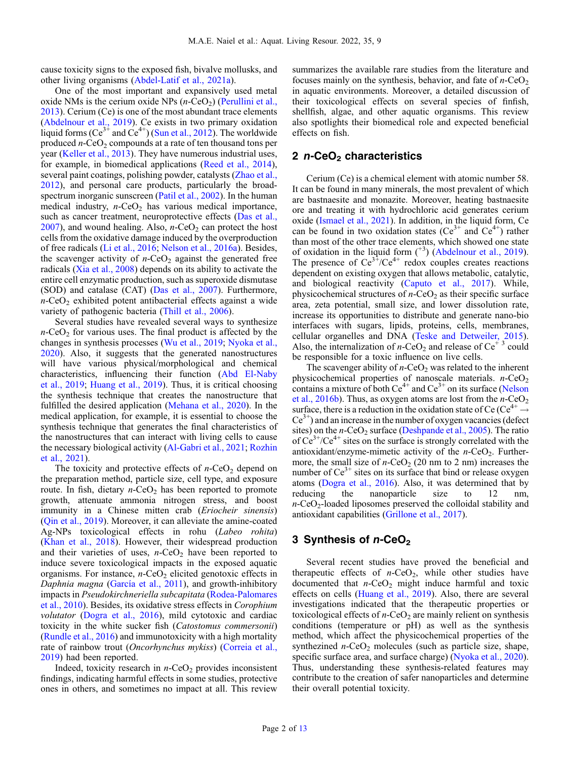cause toxicity signs to the exposed fish, bivalve mollusks, and other living organisms (Abdel-Latif et al., 2021a).

One of the most important and expansively used metal oxide NMs is the cerium oxide NPs ($n$-$CeO_2$) (Perullini et al., 2013). Cerium (Ce) is one of the most abundant trace elements (Abdelnour et al., 2019). Ce exists in two primary oxidation liquid forms ($Ce^{3+}$ and $Ce^{4+}$) (Sun et al., 2012). The worldwide produced $n$-$CeO_2$ compounds at a rate of ten thousand tons per year (Keller et al., 2013). They have numerous industrial uses, for example, in biomedical applications (Reed et al., 2014), several paint coatings, polishing powder, catalysts (Zhao et al., 2012), and personal care products, particularly the broad-spectrum inorganic sunscreen (Patil et al., 2002). In the human medical industry, $n$-$CeO_2$ has various medical importance, such as cancer treatment, neuroprotective effects (Das et al., 2007), and wound healing. Also, $n$-$CeO_2$ can protect the host cells from the oxidative damage induced by the overproduction of free radicals (Li et al., 2016; Nelson et al., 2016a). Besides, the scavenger activity of $n$-$CeO_2$ against the generated free radicals (Xia et al., 2008) depends on its ability to activate the entire cell enzymatic production, such as superoxide dismutase (SOD) and catalase (CAT) (Das et al., 2007). Furthermore, $n$-$CeO_2$ exhibited potent antibacterial effects against a wide variety of pathogenic bacteria (Thill et al., 2006).

Several studies have revealed several ways to synthesize $n$-$CeO_2$ for various uses. The final product is affected by the changes in synthesis processes (Wu et al., 2019; Nyoka et al., 2020). Also, it suggests that the generated nanostructures will have various physical/morphological and chemical characteristics, influencing their function (Abd El-Naby et al., 2019; Huang et al., 2019). Thus, it is critical choosing the synthesis technique that creates the nanostructure that fulfilled the desired application (Mehana et al., 2020). In the medical application, for example, it is essential to choose the synthesis technique that generates the final characteristics of the nanostructures that can interact with living cells to cause the necessary biological activity (Al-Gabri et al., 2021; Rozhin et al., 2021).

The toxicity and protective effects of $n$-$CeO_2$ depend on the preparation method, particle size, cell type, and exposure route. In fish, dietary $n$-$CeO_2$ has been reported to promote growth, attenuate ammonia nitrogen stress, and boost immunity in a Chinese mitten crab (*Eriocheir sinensis*) (Qin et al., 2019). Moreover, it can alleviate the amine-coated Ag-NPs toxicological effects in rohu (*Labeo rohita*) (Khan et al., 2018). However, their widespread production and their varieties of uses, $n$-$CeO_2$ have been reported to induce severe toxicological impacts in the exposed aquatic organisms. For instance, $n$-$CeO_2$ elicited genotoxic effects in *Daphnia magna* (García et al., 2011), and growth-inhibitory impacts in *Pseudokirchneriella subcapitata* (Rodea-Palomares et al., 2010). Besides, its oxidative stress effects in *Corophium volutator* (Dogra et al., 2016), mild cytotoxic and cardiac toxicity in the white sucker fish (*Catostomus commersonii*) (Rundle et al., 2016) and immunotoxicity with a high mortality rate of rainbow trout (*Oncorhynchus mykiss*) (Correia et al., 2019) had been reported.

Indeed, toxicity research in $n$-$CeO_2$ provides inconsistent findings, indicating harmful effects in some studies, protective ones in others, and sometimes no impact at all. This review summarizes the available rare studies from the literature and focuses mainly on the synthesis, behavior, and fate of $n$-$CeO_2$ in aquatic environments. Moreover, a detailed discussion of their toxicological effects on several species of finfish, shellfish, algae, and other aquatic organisms. This review also spotlights their biomedical role and expected beneficial effects on fish.

## 2 *n*-$CeO_2$ characteristics

Cerium (Ce) is a chemical element with atomic number 58. It can be found in many minerals, the most prevalent of which are bastnaesite and monazite. Moreover, heating bastnaesite ore and treating it with hydrochloric acid generates cerium oxide (Ismael et al., 2021). In addition, in the liquid form, Ce can be found in two oxidation states ($Ce^{3+}$ and $Ce^{4+}$) rather than most of the other trace elements, which showed one state of oxidation in the liquid form ($^{+3}$) (Abdelnour et al., 2019). The presence of $Ce^{3+}/Ce^{4+}$ redox couples creates reactions dependent on existing oxygen that allows metabolic, catalytic, and biological reactivity (Caputo et al., 2017). While, physicochemical structures of $n$-$CeO_2$ as their specific surface area, zeta potential, small size, and lower dissolution rate, increase its opportunities to distribute and generate nano-bio interfaces with sugars, lipids, proteins, cells, membranes, cellular organelles and DNA (Teske and Detweiler, 2015). Also, the internalization of $n$-$CeO_2$ and release of $Ce^{+3}$ could be responsible for a toxic influence on live cells.

The scavenger ability of $n$-$CeO_2$ was related to the inherent physicochemical properties of nanoscale materials. $n$-$CeO_2$ contains a mixture of both $Ce^{4+}$ and $Ce^{3+}$ on its surface (Nelson et al., 2016b). Thus, as oxygen atoms are lost from the $n$-$CeO_2$ surface, there is a reduction in the oxidation state of Ce ($Ce^{4+} \rightarrow Ce^{3+}$) and an increase in the number of oxygen vacancies (defect sites) on the $n$-$CeO_2$ surface (Deshpande et al., 2005). The ratio of $Ce^{3+}/Ce^{4+}$ sites on the surface is strongly correlated with the antioxidant/enzyme-mimetic activity of the $n$-$CeO_2$. Furthermore, the small size of $n$-$CeO_2$ (20 nm to 2 nm) increases the number of $Ce^{3+}$ sites on its surface that bind or release oxygen atoms (Dogra et al., 2016). Also, it was determined that by reducing the nanoparticle size to 12 nm, $n$-$CeO_2$-loaded liposomes preserved the colloidal stability and antioxidant capabilities (Grillone et al., 2017).

## 3 Synthesis of *n*-$CeO_2$

Several recent studies have proved the beneficial and therapeutic effects of $n$-$CeO_2$, while other studies have documented that $n$-$CeO_2$ might induce harmful and toxic effects on cells (Huang et al., 2019). Also, there are several investigations indicated that the therapeutic properties or toxicological effects of $n$-$CeO_2$ are mainly relient on synthesis conditions (temperature or pH) as well as the synthesis method, which affect the physicochemical properties of the synthezined $n$-$CeO_2$ molecules (such as particle size, shape, specific surface area, and surface charge) (Nyoka et al., 2020). Thus, understanding these synthesis-related features may contribute to the creation of safer nanoparticles and determine their overall potential toxicity.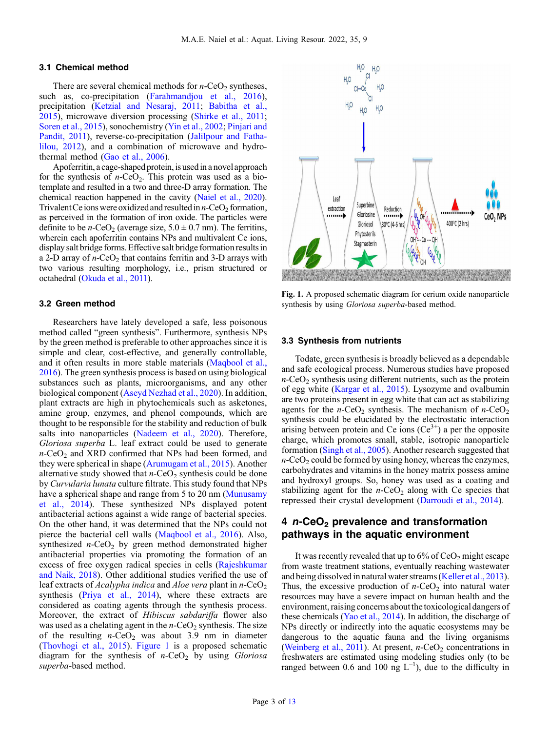### 3.1 Chemical method

There are several chemical methods for $n$-$CeO_2$ syntheses, such as, co-precipitation (Farahmandjou et al., 2016), precipitation (Ketzial and Nesaraj, 2011; Babitha et al., 2015), microwave diversion processing (Shirke et al., 2011; Soren et al., 2015), sonochemistry (Yin et al., 2002; Pinjari and Pandit, 2011), reverse-co-precipitation (Jalilpour and Fathalilou, 2012), and a combination of microwave and hydrothermal method (Gao et al., 2006).

Apoferritin, a cage-shaped protein, is used in a novel approach for the synthesis of $n$-$CeO_2$. This protein was used as a bio-template and resulted in a two and three-D array formation. The chemical reaction happened in the cavity (Naiel et al., 2020). Trivalent Ce ions were oxidized and resulted in $n$-$CeO_2$ formation, as perceived in the formation of iron oxide. The particles were definite to be $n$-$CeO_2$ (average size, $5.0 \pm 0.7$ nm). The ferritins, wherein each apoferritin contains NPs and multivalent Ce ions, display salt bridge forms. Effective salt bridge formation results in a 2-D array of $n$-$CeO_2$ that contains ferritin and 3-D arrays with two various resulting morphology, i.e., prism structured or octahedral (Okuda et al., 2011).

### 3.2 Green method

Researchers have lately developed a safe, less poisonous method called "green synthesis". Furthermore, synthesis NPs by the green method is preferable to other approaches since it is simple and clear, cost-effective, and generally controllable, and it often results in more stable materials (Maqbool et al., 2016). The green synthesis process is based on using biological substances such as plants, microorganisms, and any other biological component (Aseyd Nezhad et al., 2020). In addition, plant extracts are high in phytochemicals such as asketones, amine group, enzymes, and phenol compounds, which are thought to be responsible for the stability and reduction of bulk salts into nanoparticles (Nadeem et al., 2020). Therefore, *Gloriosa superba* L. leaf extract could be used to generate $n$-$CeO_2$ and XRD confirmed that NPs had been formed, and they were spherical in shape (Arumugam et al., 2015). Another alternative study showed that $n$-$CeO_2$ synthesis could be done by *Curvularia lunata* culture filtrate. This study found that NPs have a spherical shape and range from 5 to 20 nm (Munusamy et al., 2014). These synthesized NPs displayed potent antibacterial actions against a wide range of bacterial species. On the other hand, it was determined that the NPs could not pierce the bacterial cell walls (Maqbool et al., 2016). Also, synthesized $n$-$CeO_2$ by green method demonstrated higher antibacterial properties via promoting the formation of an excess of free oxygen radical species in cells (Rajeshkumar and Naik, 2018). Other additional studies verified the use of leaf extracts of *Acalypha indica* and *Aloe vera* plant in $n$-$CeO_2$ synthesis (Priya et al., 2014), where these extracts are considered as coating agents through the synthesis process. Moreover, the extract of *Hibiscus sabdariffa* flower also was used as a chelating agent in the $n$-$CeO_2$ synthesis. The size of the resulting $n$-$CeO_2$ was about 3.9 nm in diameter (Thovhogi et al., 2015). Figure 1 is a proposed schematic diagram for the synthesis of $n$-$CeO_2$ by using *Gloriosa superba*-based method.

**Fig. 1.** A proposed schematic diagram for cerium oxide nanoparticle synthesis by using *Gloriosa superba*-based method.

### 3.3 Synthesis from nutrients

Todate, green synthesis is broadly believed as a dependable and safe ecological process. Numerous studies have proposed $n$-$CeO_2$ synthesis using different nutrients, such as the protein of egg white (Kargar et al., 2015). Lysozyme and ovalbumin are two proteins present in egg white that can act as stabilizing agents for the $n$-$CeO_2$ synthesis. The mechanism of $n$-$CeO_2$ synthesis could be elucidated by the electrostatic interaction arising between protein and Ce ions ($Ce^{3+}$) a per the opposite charge, which promotes small, stable, isotropic nanoparticle formation (Singh et al., 2005). Another research suggested that $n$-$CeO_2$ could be formed by using honey, whereas the enzymes, carbohydrates and vitamins in the honey matrix possess amine and hydroxyl groups. So, honey was used as a coating and stabilizing agent for the $n$-$CeO_2$ along with Ce species that repressed their crystal development (Darroudi et al., 2014).

## 4 $n$-$CeO_2$ prevalence and transformation pathways in the aquatic environment

It was recently revealed that up to 6% of $CeO_2$ might escape from waste treatment stations, eventually reaching wastewater and being dissolved in natural water streams (Keller et al., 2013). Thus, the excessive production of $n$-$CeO_2$ into natural water resources may have a severe impact on human health and the environment, raising concerns about the toxicological dangers of these chemicals (Yao et al., 2014). In addition, the discharge of NPs directly or indirectly into the aquatic ecosystems may be dangerous to the aquatic fauna and the living organisms (Weinberg et al., 2011). At present, $n$-$CeO_2$ concentrations in freshwaters are estimated using modeling studies only (to be ranged between 0.6 and 100 ng $L^{-1}$), due to the difficulty in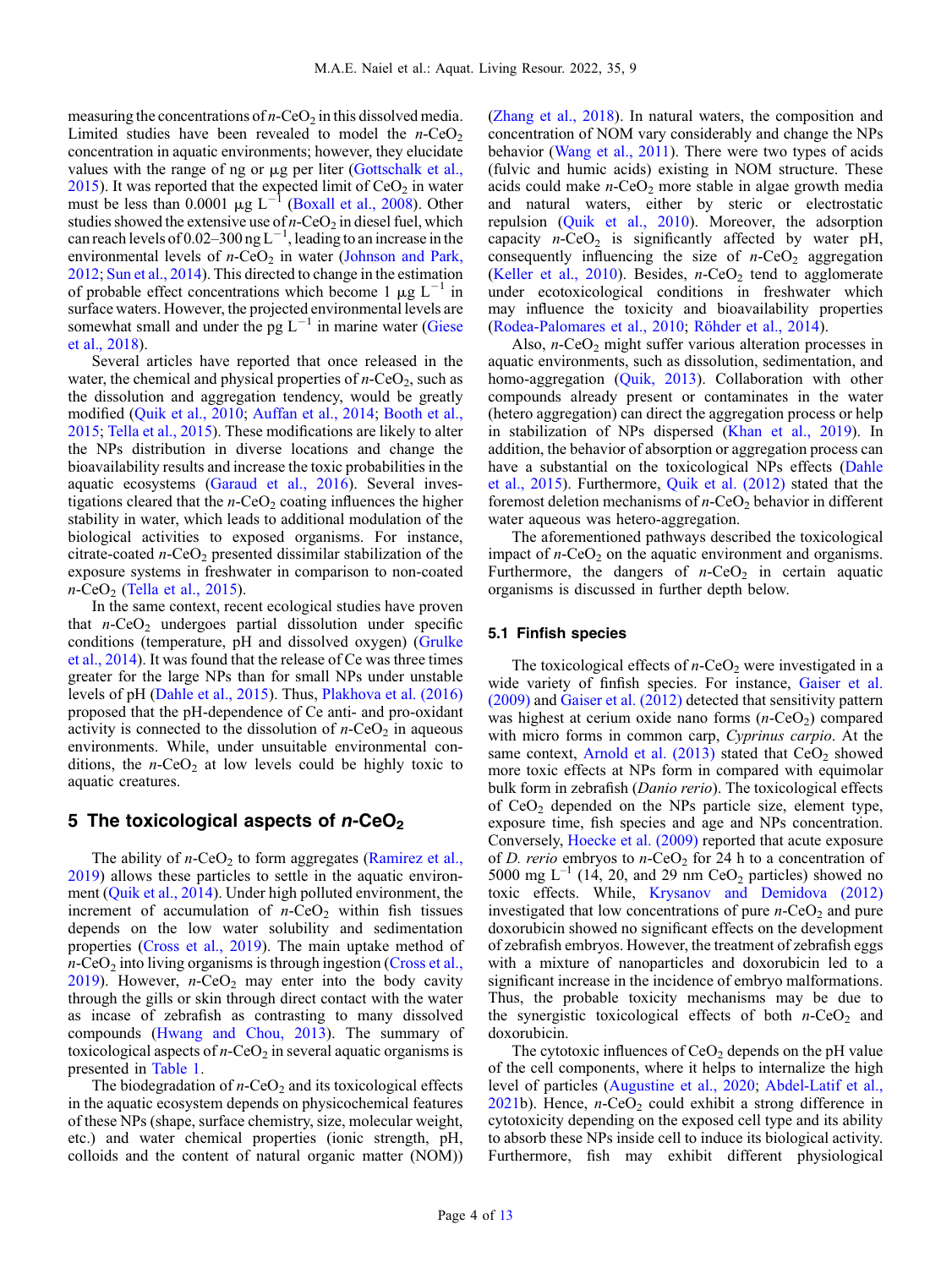measuring the concentrations of $n$-$CeO_2$ in this dissolved media. Limited studies have been revealed to model the $n$-$CeO_2$ concentration in aquatic environments; however, they elucidate values with the range of ng or μg per liter (Gottschalk et al., 2015). It was reported that the expected limit of $CeO_2$ in water must be less than 0.0001 $\mu g\ L^{-1}$ (Boxall et al., 2008). Other studies showed the extensive use of $n$-$CeO_2$ in diesel fuel, which can reach levels of 0.02–300 $ng\ L^{-1}$, leading to an increase in the environmental levels of $n$-$CeO_2$ in water (Johnson and Park, 2012; Sun et al., 2014). This directed to change in the estimation of probable effect concentrations which become 1 $\mu g\ L^{-1}$ in surface waters. However, the projected environmental levels are somewhat small and under the pg $L^{-1}$ in marine water (Giese et al., 2018).

Several articles have reported that once released in the water, the chemical and physical properties of $n$-$CeO_2$, such as the dissolution and aggregation tendency, would be greatly modified (Quik et al., 2010; Auffan et al., 2014; Booth et al., 2015; Tella et al., 2015). These modifications are likely to alter the NPs distribution in diverse locations and change the bioavailability results and increase the toxic probabilities in the aquatic ecosystems (Garaud et al., 2016). Several investigations cleared that the $n$-$CeO_2$ coating influences the higher stability in water, which leads to additional modulation of the biological activities to exposed organisms. For instance, citrate-coated $n$-$CeO_2$ presented dissimilar stabilization of the exposure systems in freshwater in comparison to non-coated $n$-$CeO_2$ (Tella et al., 2015).

In the same context, recent ecological studies have proven that $n$-$CeO_2$ undergoes partial dissolution under specific conditions (temperature, pH and dissolved oxygen) (Grulke et al., 2014). It was found that the release of Ce was three times greater for the large NPs than for small NPs under unstable levels of pH (Dahle et al., 2015). Thus, Plakhova et al. (2016) proposed that the pH-dependence of Ce anti- and pro-oxidant activity is connected to the dissolution of $n$-$CeO_2$ in aqueous environments. While, under unsuitable environmental conditions, the $n$-$CeO_2$ at low levels could be highly toxic to aquatic creatures.

## 5 The toxicological aspects of $n$-$CeO_2$

The ability of $n$-$CeO_2$ to form aggregates (Ramirez et al., 2019) allows these particles to settle in the aquatic environment (Quik et al., 2014). Under high polluted environment, the increment of accumulation of $n$-$CeO_2$ within fish tissues depends on the low water solubility and sedimentation properties (Cross et al., 2019). The main uptake method of $n$-$CeO_2$ into living organisms is through ingestion (Cross et al., 2019). However, $n$-$CeO_2$ may enter into the body cavity through the gills or skin through direct contact with the water as incase of zebrafish as contrasting to many dissolved compounds (Hwang and Chou, 2013). The summary of toxicological aspects of $n$-$CeO_2$ in several aquatic organisms is presented in Table 1.

The biodegradation of $n$-$CeO_2$ and its toxicological effects in the aquatic ecosystem depends on physicochemical features of these NPs (shape, surface chemistry, size, molecular weight, etc.) and water chemical properties (ionic strength, pH, colloids and the content of natural organic matter (NOM)) (Zhang et al., 2018). In natural waters, the composition and concentration of NOM vary considerably and change the NPs behavior (Wang et al., 2011). There were two types of acids (fulvic and humic acids) existing in NOM structure. These acids could make $n$-$CeO_2$ more stable in algae growth media and natural waters, either by steric or electrostatic repulsion (Quik et al., 2010). Moreover, the adsorption capacity $n$-$CeO_2$ is significantly affected by water pH, consequently influencing the size of $n$-$CeO_2$ aggregation (Keller et al., 2010). Besides, $n$-$CeO_2$ tend to agglomerate under ecotoxicological conditions in freshwater which may influence the toxicity and bioavailability properties (Rodea-Palomares et al., 2010; Röhder et al., 2014).

Also, $n$-$CeO_2$ might suffer various alteration processes in aquatic environments, such as dissolution, sedimentation, and homo-aggregation (Quik, 2013). Collaboration with other compounds already present or contaminates in the water (hetero aggregation) can direct the aggregation process or help in stabilization of NPs dispersed (Khan et al., 2019). In addition, the behavior of absorption or aggregation process can have a substantial on the toxicological NPs effects (Dahle et al., 2015). Furthermore, Quik et al. (2012) stated that the foremost deletion mechanisms of $n$-$CeO_2$ behavior in different water aqueous was hetero-aggregation.

The aforementioned pathways described the toxicological impact of $n$-$CeO_2$ on the aquatic environment and organisms. Furthermore, the dangers of $n$-$CeO_2$ in certain aquatic organisms is discussed in further depth below.

### 5.1 Finfish species

The toxicological effects of $n$-$CeO_2$ were investigated in a wide variety of finfish species. For instance, Gaiser et al. (2009) and Gaiser et al. (2012) detected that sensitivity pattern was highest at cerium oxide nano forms ($n$-$CeO_2$) compared with micro forms in common carp, *Cyprinus carpio*. At the same context, Arnold et al. (2013) stated that $CeO_2$ showed more toxic effects at NPs form in compared with equimolar bulk form in zebrafish (*Danio rerio*). The toxicological effects of $CeO_2$ depended on the NPs particle size, element type, exposure time, fish species and age and NPs concentration. Conversely, Hoecke et al. (2009) reported that acute exposure of *D. rerio* embryos to $n$-$CeO_2$ for 24 h to a concentration of 5000 mg $L^{-1}$ (14, 20, and 29 nm $CeO_2$ particles) showed no toxic effects. While, Krysanov and Demidova (2012) investigated that low concentrations of pure $n$-$CeO_2$ and pure doxorubicin showed no significant effects on the development of zebrafish embryos. However, the treatment of zebrafish eggs with a mixture of nanoparticles and doxorubicin led to a significant increase in the incidence of embryo malformations. Thus, the probable toxicity mechanisms may be due to the synergistic toxicological effects of both $n$-$CeO_2$ and doxorubicin.

The cytotoxic influences of $CeO_2$ depends on the pH value of the cell components, where it helps to internalize the high level of particles (Augustine et al., 2020; Abdel-Latif et al., 2021b). Hence, $n$-$CeO_2$ could exhibit a strong difference in cytotoxicity depending on the exposed cell type and its ability to absorb these NPs inside cell to induce its biological activity. Furthermore, fish may exhibit different physiological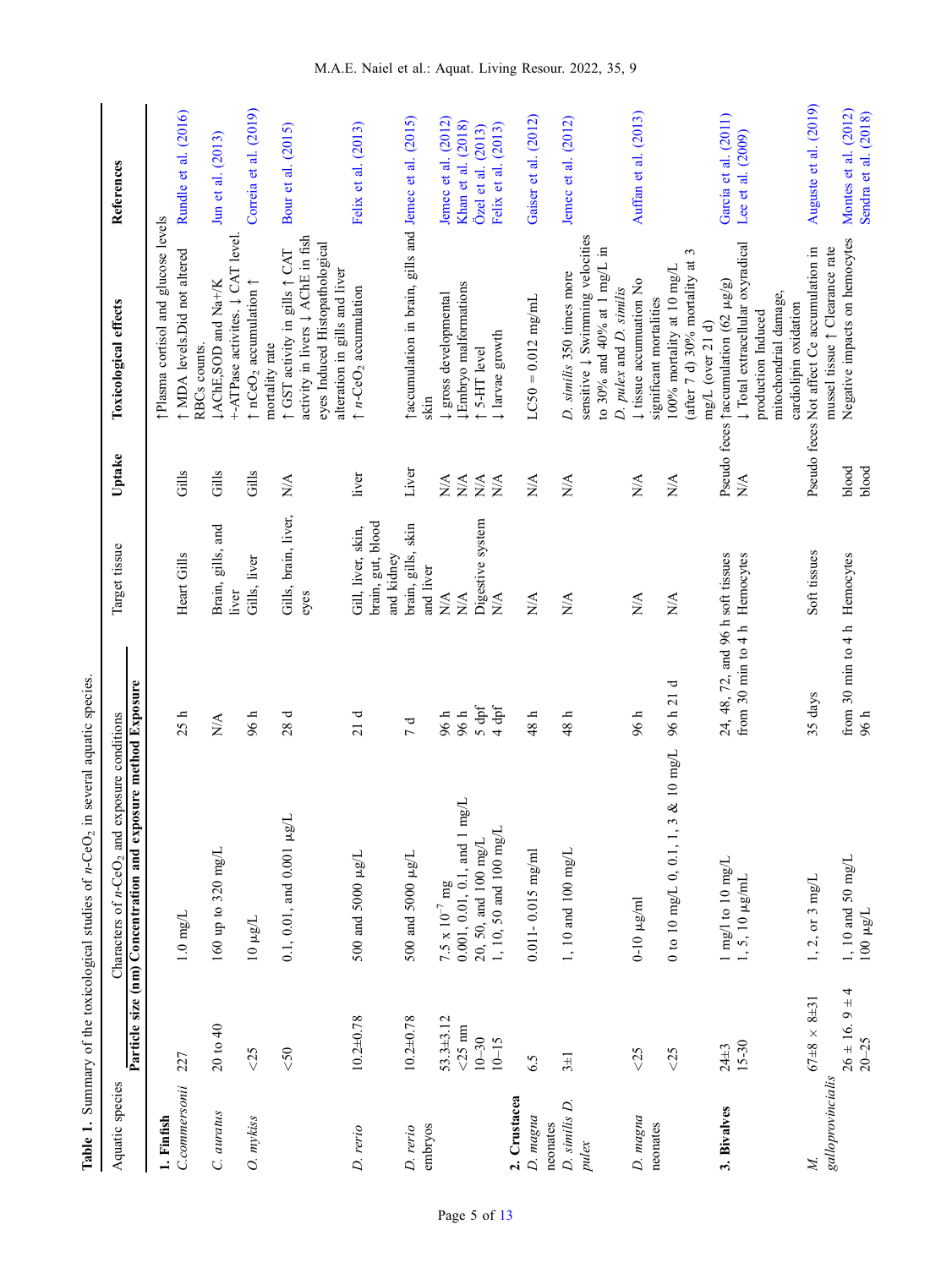**Table 1.** Summary of the toxicological studies of $n$-$CeO_2$ in several aquatic species.

| Aquatic species | Characters of $n$-$CeO_2$ and exposure conditions | | | Target tissue | Uptake | Toxicological effects | References |
|---|---|---|---|---|---|---|---|
| | Particle size (nm) | Concentration and exposure method | Exposure | | | | |
| **1. Finfish** | | | | | | | |
| *C.commersonii* | 227 | 1.0 mg/L | 25 h | Heart Gills | Gills | ↑Plasma cortisol and glucose levels ↑ MDA levels.Did not altered RBCs counts. | Rundle et al. (2016) |
| *C. auratus* | 20 to 40 | 160 up to 320 mg/L | N/A | Brain, gills, and liver | Gills | ↓AChE,SOD and Na+/K +-ATPase activites. ↓ CAT level. | Jun et al. (2013) |
| *O. mykiss* | <25 | 10 μg/L | 96 h | Gills, liver | Gills | ↑ $nCeO_2$ accumulation ↑ mortality rate | Correia et al. (2019) |
| | <50 | 0.1, 0.01, and 0.001 μg/L | 28 d | Gills, brain, liver, eyes | N/A | ↑ GST activity in gills ↑ CAT activity in livers ↓ AChE in fish eyes Induced Histopathological alteration in gills and liver | Bour et al. (2015) |
| *D. rerio* | 10.2±0.78 | 500 and 5000 μg/L | 21 d | Gill, liver, skin, brain, gut, blood and kidney | liver | ↑ $n$-$CeO_2$ accumulation | Felix et al. (2013) |
| *D. rerio* embryos | 10.2±0.78 | 500 and 5000 μg/L | 7 d | brain, gills, skin and liver | Liver | ↑accumulation in brain, gills and skin | Jemec et al. (2015) |
| | 53.3±3.12 | 7.5 x $10^{-7}$ mg | 96 h | N/A | N/A | ↓ gross developmental | Jemec et al. (2012) |
| | <25 nm | 0.001, 0.01, 0.1, and 1 mg/L | 96 h | N/A | N/A | ↓Embryo malformations | Khan et al. (2018) |
| | 10–30 | 20, 50, and 100 mg/L | 5 dpf | Digestive system | N/A | ↑ 5-HT level | Özel et al. (2013) |
| | 10–15 | 1, 10, 50 and 100 mg/L | 4 dpf | N/A | N/A | ↓ larvae growth | Felix et al. (2013) |
| **2. Crustacea** | | | | | | | |
| *D. magna* neonates | 6.5 | 0.011- 0.015 mg/ml | 48 h | N/A | N/A | LC50 = 0.012 mg/mL | Gaiser et al. (2012) |
| *D. similis D. pulex* | 3±1 | 1, 10 and 100 mg/L | 48 h | N/A | N/A | *D. similis* 350 times more sensitive ↓ Swimming velocities to 30% and 40% at 1 mg/L in *D. pulex* and *D. similis* | Jemec et al. (2012) |
| *D. magna* neonates | <25 | 0-10 μg/ml | 96 h | N/A | N/A | ↓ tissue accumulation No significant mortalities | Auffan et al. (2013) |
| | <25 | 0 to 10 mg/L 0, 0.1, 1, 3 & 10 mg/L | 96 h 21 d | N/A | N/A | 100% mortality at 10 mg/L (after 7 d) 30% mortality at 3 mg/L (over 21 d) | |
| **3. Bivalves** | 24±3 | 1 mg/l to 10 mg/L | 24, 48, 72, and 96 h | soft tissues | Pseudo feces | ↑accumulation (62 μg/g) | García et al. (2011) |
| | 15-30 | 1, 5, 10 μg/mL | from 30 min to 4 h | Hemocytes | N/A | ↓ Total extracellular oxyradical production Induced mitochondrial damage, cardiolipin oxidation | Lee et al. (2009) |
| *M. galloprovincialis* | 67±8 × 8±31 | 1, 2, or 3 mg/L | 35 days | Soft tissues | Pseudo feces | Not affect Ce accumulation in mussel tissue ↑ Clearance rate | Auguste et al. (2019) |
| | 26 ± 16. 9 ± 4 | 1, 10 and 50 mg/L | from 30 min to 4 h | Hemocytes | blood | Negative impacts on hemocytes | Montes et al. (2012) |
| | 20–25 | 100 μg/L | 96 h | | blood | | Sendra et al. (2018) |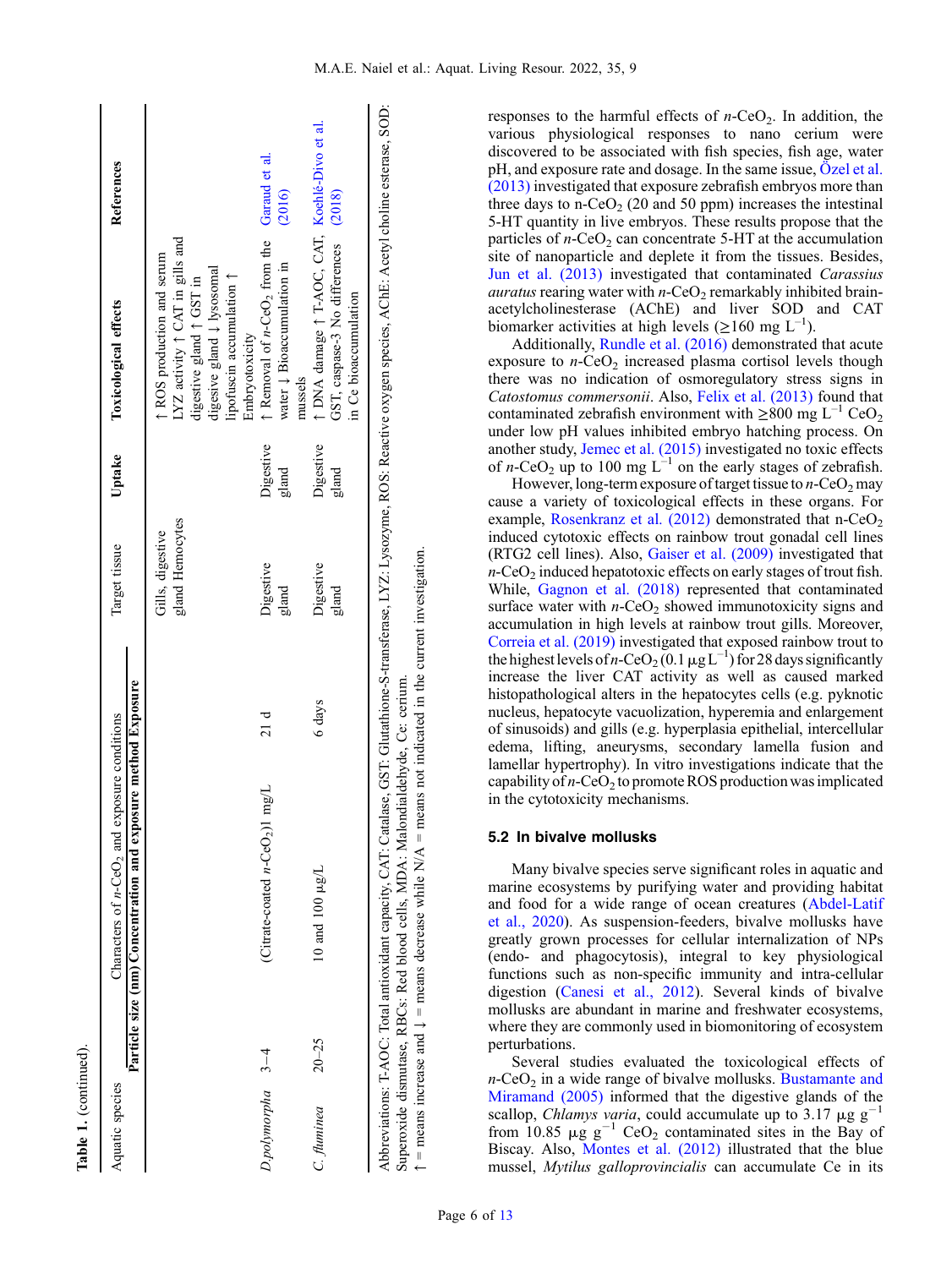**Table 1.** (continued).

| Aquatic species | Characters of $n$-$CeO_2$ and exposure conditions | | | Target tissue | Uptake | Toxicological effects | References |
|---|---|---|---|---|---|---|---|
| | Particle size (nm) | Concentration and exposure method | Exposure | | | | |
| | | | | Gills, digestive gland Hemocytes | | ↑ ROS production and serum LYZ activity ↑ CAT in gills and digestive gland ↑ GST in digestive gland ↓ lysosomal lipofuscin accumulation ↑ Embryotoxicity | |
| *D.polymorpha* | 3–4 | (Citrate-coated $n$-$CeO_2$)1 mg/L | 21 d | Digestive gland | Digestive gland | ↑ Removal of $n$-$CeO_2$ from the water ↓ Bioaccumulation in mussels | Garaud et al. (2016) |
| *C. fluminea* | 20–25 | 10 and 100 μg/L | 6 days | Digestive gland | Digestive gland | ↑ DNA damage ↑ T-AOC, CAT, GST, caspase-3 No differences in Ce bioaccumulation | Koehlé-Divo et al. (2018) |

Abbreviations: T-AOC: Total antioxidant capacity, CAT: Catalase, GST: Glutathione-S-transferase, LYZ: Lysozyme, ROS: Reactive oxygen species, AChE: Acetyl choline esterase, SOD: Superoxide dismutase, RBCs: Red blood cells, MDA: Malondialdehyde, Ce: cerium.
↑ = means increase and ↓ = means decrease while N/A = means not indicated in the current investigation.

responses to the harmful effects of $n$-$CeO_2$. In addition, the various physiological responses to nano cerium were discovered to be associated with fish species, fish age, water pH, and exposure rate and dosage. In the same issue, Özel et al. (2013) investigated that exposure zebrafish embryos more than three days to n-$CeO_2$ (20 and 50 ppm) increases the intestinal 5-HT quantity in live embryos. These results propose that the particles of $n$-$CeO_2$ can concentrate 5-HT at the accumulation site of nanoparticle and deplete it from the tissues. Besides, Jun et al. (2013) investigated that contaminated *Carassius auratus* rearing water with $n$-$CeO_2$ remarkably inhibited brain-acetylcholinesterase (AChE) and liver SOD and CAT biomarker activities at high levels (≥160 mg $L^{-1}$).

Additionally, Rundle et al. (2016) demonstrated that acute exposure to $n$-$CeO_2$ increased plasma cortisol levels though there was no indication of osmoregulatory stress signs in *Catostomus commersonii*. Also, Felix et al. (2013) found that contaminated zebrafish environment with ≥800 mg $L^{-1}$ $CeO_2$ under low pH values inhibited embryo hatching process. On another study, Jemec et al. (2015) investigated no toxic effects of $n$-$CeO_2$ up to 100 mg $L^{-1}$ on the early stages of zebrafish.

However, long-term exposure of target tissue to $n$-$CeO_2$ may cause a variety of toxicological effects in these organs. For example, Rosenkranz et al. (2012) demonstrated that n-$CeO_2$ induced cytotoxic effects on rainbow trout gonadal cell lines (RTG2 cell lines). Also, Gaiser et al. (2009) investigated that $n$-$CeO_2$ induced hepatotoxic effects on early stages of trout fish. While, Gagnon et al. (2018) represented that contaminated surface water with $n$-$CeO_2$ showed immunotoxicity signs and accumulation in high levels at rainbow trout gills. Moreover, Correia et al. (2019) investigated that exposed rainbow trout to the highest levels of $n$-$CeO_2$ (0.1 μg $L^{-1}$) for 28 days significantly increase the liver CAT activity as well as caused marked histopathological alters in the hepatocytes cells (e.g. pyknotic nucleus, hepatocyte vacuolization, hyperemia and enlargement of sinusoids) and gills (e.g. hyperplasia epithelial, intercellular edema, lifting, aneurysms, secondary lamella fusion and lamellar hypertrophy). In vitro investigations indicate that the capability of $n$-$CeO_2$ to promote ROS production was implicated in the cytotoxicity mechanisms.

### 5.2 In bivalve mollusks

Many bivalve species serve significant roles in aquatic and marine ecosystems by purifying water and providing habitat and food for a wide range of ocean creatures (Abdel-Latif et al., 2020). As suspension-feeders, bivalve mollusks have greatly grown processes for cellular internalization of NPs (endo- and phagocytosis), integral to key physiological functions such as non-specific immunity and intra-cellular digestion (Canesi et al., 2012). Several kinds of bivalve mollusks are abundant in marine and freshwater ecosystems, where they are commonly used in biomonitoring of ecosystem perturbations.

Several studies evaluated the toxicological effects of $n$-$CeO_2$ in a wide range of bivalve mollusks. Bustamante and Miramand (2005) informed that the digestive glands of the scallop, *Chlamys varia*, could accumulate up to 3.17 μg $g^{-1}$ from 10.85 μg $g^{-1}$ $CeO_2$ contaminated sites in the Bay of Biscay. Also, Montes et al. (2012) illustrated that the blue mussel, *Mytilus galloprovincialis* can accumulate Ce in its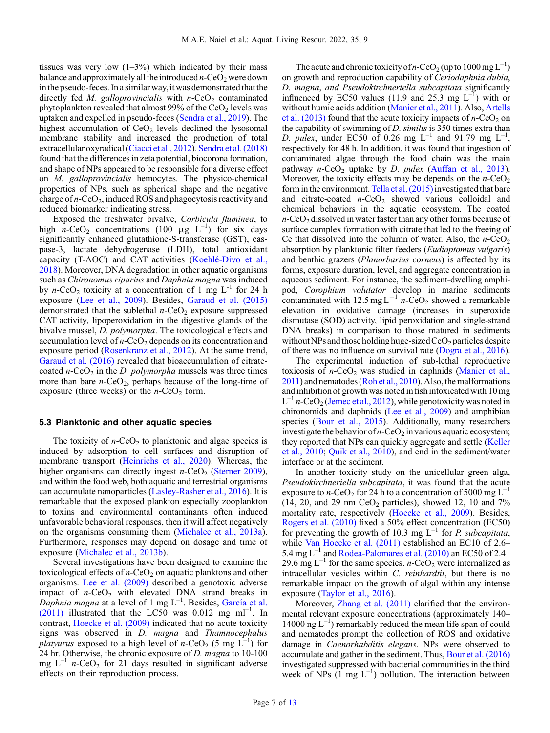tissues was very low (1–3%) which indicated by their mass balance and approximately all the introduced $n$-$CeO_2$ were down in the pseudo-feces. In a similar way, it was demonstrated that the directly fed *M. galloprovincialis* with $n$-$CeO_2$ contaminated phytoplankton revealed that almost 99% of the $CeO_2$ levels was uptaken and expelled in pseudo-feces (Sendra et al., 2019). The highest accumulation of $CeO_2$ levels declined the lysosomal membrane stability and increased the production of total extracellular oxyradical (Ciacci et al., 2012). Sendra et al. (2018) found that the differences in zeta potential, biocorona formation, and shape of NPs appeared to be responsible for a diverse effect on *M. galloprovincialis* hemocytes. The physico-chemical properties of NPs, such as spherical shape and the negative charge of $n$-$CeO_2$, induced ROS and phagocytosis reactivity and reduced biomarker indicating stress.

Exposed the freshwater bivalve, *Corbicula fluminea*, to high $n$-$CeO_2$ concentrations (100 μg $L^{-1}$) for six days significantly enhanced glutathione-S-transferase (GST), caspase-3, lactate dehydrogenase (LDH), total antioxidant capacity (T-AOC) and CAT activities (Koehlé-Divo et al., 2018). Moreover, DNA degradation in other aquatic organisms such as *Chironomus riparius* and *Daphnia magna* was induced by $n$-$CeO_2$ toxicity at a concentration of 1 mg $L^{-1}$ for 24 h exposure (Lee et al., 2009). Besides, Garaud et al. (2015) demonstrated that the sublethal $n$-$CeO_2$ exposure suppressed CAT activity, lipoperoxidation in the digestive glands of the bivalve mussel, *D. polymorpha*. The toxicological effects and accumulation level of $n$-$CeO_2$ depends on its concentration and exposure period (Rosenkranz et al., 2012). At the same trend, Garaud et al. (2016) revealed that bioaccumulation of citrate-coated $n$-$CeO_2$ in the *D. polymorpha* mussels was three times more than bare $n$-$CeO_2$, perhaps because of the long-time of exposure (three weeks) or the $n$-$CeO_2$ form.

### 5.3 Planktonic and other aquatic species

The toxicity of $n$-$CeO_2$ to planktonic and algae species is induced by adsorption to cell surfaces and disruption of membrane transport (Heinrichs et al., 2020). Whereas, the higher organisms can directly ingest $n$-$CeO_2$ (Sterner 2009), and within the food web, both aquatic and terrestrial organisms can accumulate nanoparticles (Lasley-Rasher et al., 2016). It is remarkable that the exposed plankton especially zooplankton to toxins and environmental contaminants often induced unfavorable behavioral responses, then it will affect negatively on the organisms consuming them (Michalec et al., 2013a). Furthermore, responses may depend on dosage and time of exposure (Michalec et al., 2013b).

Several investigations have been designed to examine the toxicological effects of $n$-$CeO_2$ on aquatic planktons and other organisms. Lee et al. (2009) described a genotoxic adverse impact of $n$-$CeO_2$ with elevated DNA strand breaks in *Daphnia magna* at a level of 1 mg $L^{-1}$. Besides, García et al. (2011) illustrated that the LC50 was 0.012 mg $ml^{-1}$. In contrast, Hoecke et al. (2009) indicated that no acute toxicity signs was observed in *D. magna* and *Thamnocephalus platyurus* exposed to a high level of $n$-$CeO_2$ (5 mg $L^{-1}$) for 24 hr. Otherwise, the chronic exposure of *D. magna* to 10-100 mg $L^{-1}$ $n$-$CeO_2$ for 21 days resulted in significant adverse effects on their reproduction process.

The acute and chronic toxicity of $n$-$CeO_2$ (up to 1000 mg $L^{-1}$) on growth and reproduction capability of *Ceriodaphnia dubia*, *D. magna, and Pseudokirchneriella subcapitata* significantly influenced by EC50 values (11.9 and 25.3 mg $L^{-1}$) with or without humic acids addition (Manier et al., 2011). Also, Artells et al. (2013) found that the acute toxicity impacts of $n$-$CeO_2$ on the capability of *D. similis* is 350 times extra than *D. pulex*, under EC50 of 0.26 mg $L^{-1}$ and 91.79 mg $L^{-1}$, respectively for 48 h. In addition, it was found that ingestion of contaminated algae through the food chain was the main pathway $n$-$CeO_2$ uptake by *D. pulex* (Auffan et al., 2013). Moreover, the toxicity effects may be depends on the $n$-$CeO_2$ form in the environment. Tella et al. (2015) investigated that bare and citrate-coated $n$-$CeO_2$ showed various colloidal and chemical behaviors in the aquatic ecosystem. The coated $n$-$CeO_2$ dissolved in water faster than any other forms because of surface complex formation with citrate that led to the freeing of Ce that dissolved into the column of water. Also, the $n$-$CeO_2$ absorption by planktonic filter feeders (*Eudiaptomus vulgaris*) and benthic grazers (*Planorbarius corneus*) is affected by its forms, exposure duration, level, and aggregate concentration in aqueous sediment. For instance, the sediment-dwelling amphipod, *Corophium volutator* develop in marine sediments contaminated with 12.5 mg $L^{-1}$ $n$-$CeO_2$ showed a remarkable elevation in oxidative damage (increases in superoxide dismutase (SOD) activity, lipid peroxidation and single-strand DNA breaks) in comparison to those matured in sediments without NPs and those holding huge-sized $CeO_2$ particles despite of there was no influence on survival rate (Dogra et al., 2016).

The experimental induction of sub-lethal reproductive toxicosis of $n$-$CeO_2$ was studied in daphnids (Manier et al., 2011) and nematodes (Roh et al., 2010). Also, the malformations and inhibition of growth was noted in fish intoxicated with 10 mg $L^{-1}$ $n$-$CeO_2$ (Jemec et al., 2012), while genotoxicity was noted in chironomids and daphnids (Lee et al., 2009) and amphibian species (Bour et al., 2015). Additionally, many researchers investigate the behavior of $n$-$CeO_2$ in various aquatic ecosystem; they reported that NPs can quickly aggregate and settle (Keller et al., 2010; Quik et al., 2010), and end in the sediment/water interface or at the sediment.

In another toxicity study on the unicellular green alga, *Pseudokirchneriella subcapitata*, it was found that the acute exposure to $n$-$CeO_2$ for 24 h to a concentration of 5000 mg $L^{-1}$ (14, 20, and 29 nm $CeO_2$ particles), showed 12, 10 and 7% mortality rate, respectively (Hoecke et al., 2009). Besides, Rogers et al. (2010) fixed a 50% effect concentration (EC50) for preventing the growth of 10.3 mg $L^{-1}$ for *P. subcapitata*, while Van Hoecke et al. (2011) established an EC10 of 2.6–5.4 mg $L^{-1}$ and Rodea-Palomares et al. (2010) an EC50 of 2.4–29.6 mg $L^{-1}$ for the same species. $n$-$CeO_2$ were internalized as intracellular vesicles within *C. reinhardtii*, but there is no remarkable impact on the growth of algal within any intense exposure (Taylor et al., 2016).

Moreover, Zhang et al. (2011) clarified that the environmental relevant exposure concentrations (approximately 140–14000 ng $L^{-1}$) remarkably reduced the mean life span of could and nematodes prompt the collection of ROS and oxidative damage in *Caenorhabditis elegans*. NPs were observed to accumulate and gather in the sediment. Thus, Bour et al. (2016) investigated suppressed with bacterial communities in the third week of NPs (1 mg $L^{-1}$) pollution. The interaction between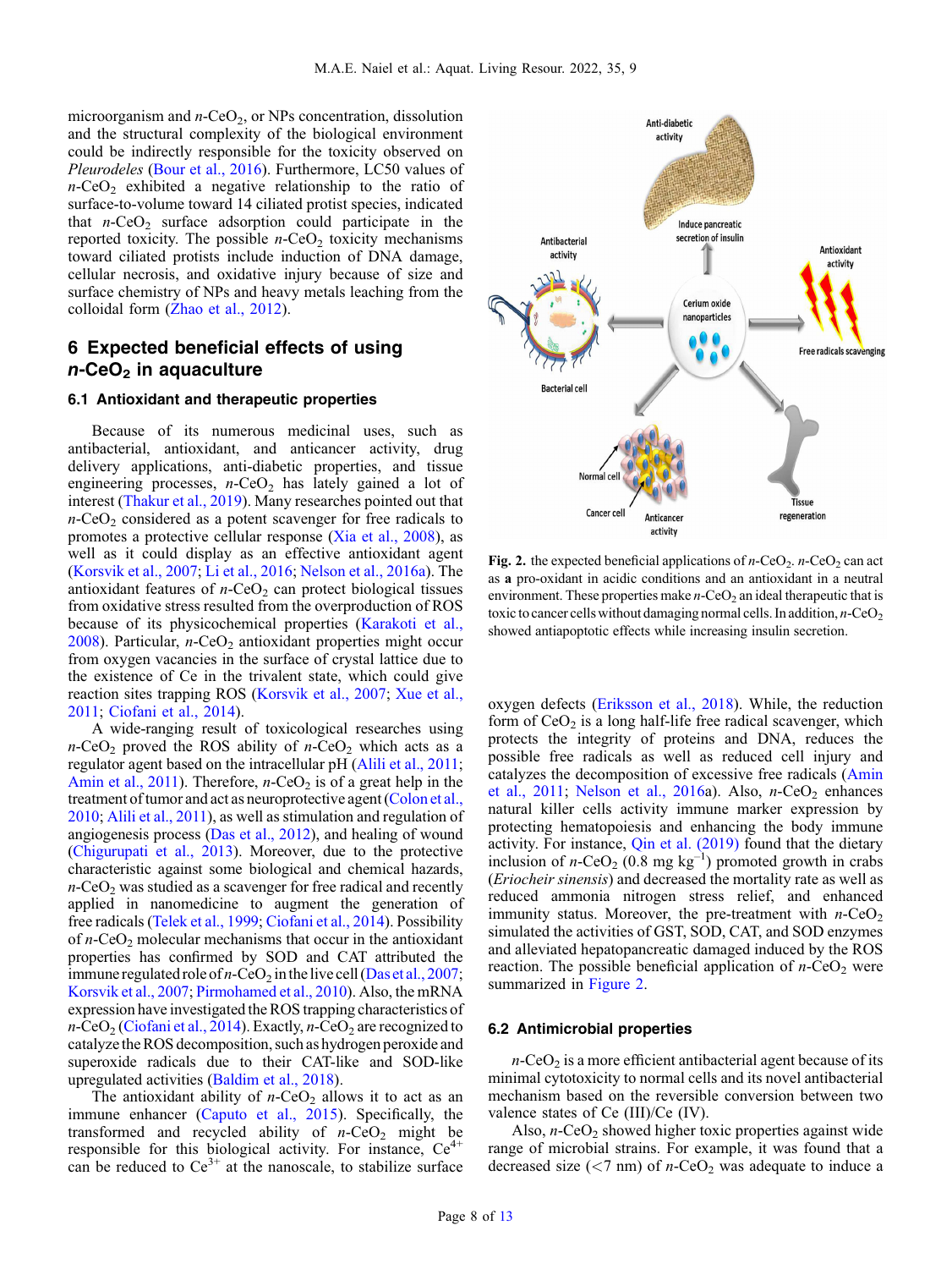microorganism and $n$-$CeO_2$, or NPs concentration, dissolution and the structural complexity of the biological environment could be indirectly responsible for the toxicity observed on *Pleurodeles* (Bour et al., 2016). Furthermore, LC50 values of $n$-$CeO_2$ exhibited a negative relationship to the ratio of surface-to-volume toward 14 ciliated protist species, indicated that $n$-$CeO_2$ surface adsorption could participate in the reported toxicity. The possible $n$-$CeO_2$ toxicity mechanisms toward ciliated protists include induction of DNA damage, cellular necrosis, and oxidative injury because of size and surface chemistry of NPs and heavy metals leaching from the colloidal form (Zhao et al., 2012).

## 6 Expected beneficial effects of using $n$-$CeO_2$ in aquaculture

### 6.1 Antioxidant and therapeutic properties

Because of its numerous medicinal uses, such as antibacterial, antioxidant, and anticancer activity, drug delivery applications, anti-diabetic properties, and tissue engineering processes, $n$-$CeO_2$ has lately gained a lot of interest (Thakur et al., 2019). Many researches pointed out that $n$-$CeO_2$ considered as a potent scavenger for free radicals to promotes a protective cellular response (Xia et al., 2008), as well as it could display as an effective antioxidant agent (Korsvik et al., 2007; Li et al., 2016; Nelson et al., 2016a). The antioxidant features of $n$-$CeO_2$ can protect biological tissues from oxidative stress resulted from the overproduction of ROS because of its physicochemical properties (Karakoti et al., 2008). Particular, $n$-$CeO_2$ antioxidant properties might occur from oxygen vacancies in the surface of crystal lattice due to the existence of Ce in the trivalent state, which could give reaction sites trapping ROS (Korsvik et al., 2007; Xue et al., 2011; Ciofani et al., 2014).

A wide-ranging result of toxicological researches using $n$-$CeO_2$ proved the ROS ability of $n$-$CeO_2$ which acts as a regulator agent based on the intracellular pH (Alili et al., 2011; Amin et al., 2011). Therefore, $n$-$CeO_2$ is of a great help in the treatment of tumor and act as neuroprotective agent (Colon et al., 2010; Alili et al., 2011), as well as stimulation and regulation of angiogenesis process (Das et al., 2012), and healing of wound (Chigurupati et al., 2013). Moreover, due to the protective characteristic against some biological and chemical hazards, $n$-$CeO_2$ was studied as a scavenger for free radical and recently applied in nanomedicine to augment the generation of free radicals (Telek et al., 1999; Ciofani et al., 2014). Possibility of $n$-$CeO_2$ molecular mechanisms that occur in the antioxidant properties has confirmed by SOD and CAT attributed the immune regulated role of $n$-$CeO_2$ in the live cell (Das et al., 2007; Korsvik et al., 2007; Pirmohamed et al., 2010). Also, the mRNA expression have investigated the ROS trapping characteristics of $n$-$CeO_2$ (Ciofani et al., 2014). Exactly, $n$-$CeO_2$ are recognized to catalyze the ROS decomposition, such as hydrogen peroxide and superoxide radicals due to their CAT-like and SOD-like upregulated activities (Baldim et al., 2018).

The antioxidant ability of $n$-$CeO_2$ allows it to act as an immune enhancer (Caputo et al., 2015). Specifically, the transformed and recycled ability of $n$-$CeO_2$ might be responsible for this biological activity. For instance, $Ce^{4+}$ can be reduced to $Ce^{3+}$ at the nanoscale, to stabilize surface oxygen defects (Eriksson et al., 2018). While, the reduction form of $CeO_2$ is a long half-life free radical scavenger, which protects the integrity of proteins and DNA, reduces the possible free radicals as well as reduced cell injury and catalyzes the decomposition of excessive free radicals (Amin et al., 2011; Nelson et al., 2016a). Also, $n$-$CeO_2$ enhances natural killer cells activity immune marker expression by protecting hematopoiesis and enhancing the body immune activity. For instance, Qin et al. (2019) found that the dietary inclusion of $n$-$CeO_2$ (0.8 mg $kg^{-1}$) promoted growth in crabs (*Eriocheir sinensis*) and decreased the mortality rate as well as reduced ammonia nitrogen stress relief, and enhanced immunity status. Moreover, the pre-treatment with $n$-$CeO_2$ simulated the activities of GST, SOD, CAT, and SOD enzymes and alleviated hepatopancreatic damaged induced by the ROS reaction. The possible beneficial application of $n$-$CeO_2$ were summarized in Figure 2.

**Fig. 2.** the expected beneficial applications of $n$-$CeO_2$. $n$-$CeO_2$ can act as **a** pro-oxidant in acidic conditions and an antioxidant in a neutral environment. These properties make $n$-$CeO_2$ an ideal therapeutic that is toxic to cancer cells without damaging normal cells. In addition, $n$-$CeO_2$ showed antiapoptotic effects while increasing insulin secretion.

### 6.2 Antimicrobial properties

$n$-$CeO_2$ is a more efficient antibacterial agent because of its minimal cytotoxicity to normal cells and its novel antibacterial mechanism based on the reversible conversion between two valence states of Ce (III)/Ce (IV).

Also, $n$-$CeO_2$ showed higher toxic properties against wide range of microbial strains. For example, it was found that a decreased size (<7 nm) of $n$-$CeO_2$ was adequate to induce a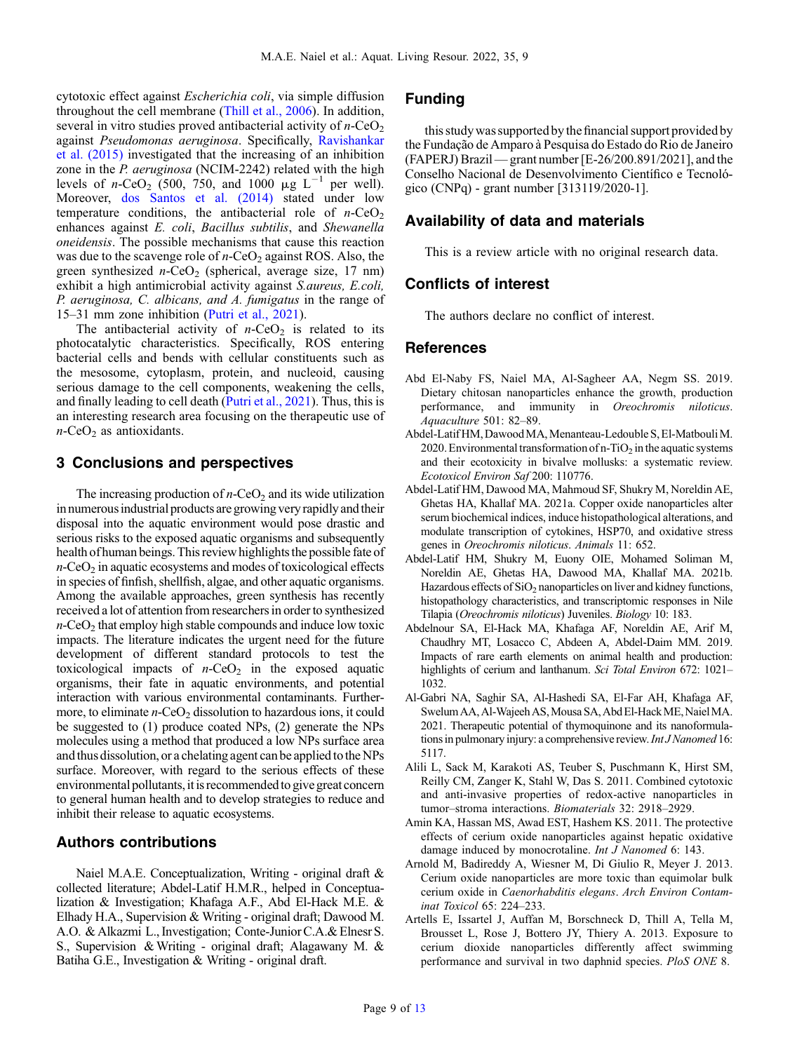cytotoxic effect against *Escherichia coli*, via simple diffusion throughout the cell membrane (Thill et al., 2006). In addition, several in vitro studies proved antibacterial activity of $n$-$CeO_2$ against *Pseudomonas aeruginosa*. Specifically, Ravishankar et al. (2015) investigated that the increasing of an inhibition zone in the *P. aeruginosa* (NCIM-2242) related with the high levels of $n$-$CeO_2$ (500, 750, and 1000 $\mu g\ L^{-1}$ per well). Moreover, dos Santos et al. (2014) stated under low temperature conditions, the antibacterial role of $n$-$CeO_2$ enhances against *E. coli*, *Bacillus subtilis*, and *Shewanella oneidensis*. The possible mechanisms that cause this reaction was due to the scavenge role of $n$-$CeO_2$ against ROS. Also, the green synthesized $n$-$CeO_2$ (spherical, average size, 17 nm) exhibit a high antimicrobial activity against *S.aureus, E.coli, P. aeruginosa, C. albicans, and A. fumigatus* in the range of 15–31 mm zone inhibition (Putri et al., 2021).

The antibacterial activity of $n$-$CeO_2$ is related to its photocatalytic characteristics. Specifically, ROS entering bacterial cells and bends with cellular constituents such as the mesosome, cytoplasm, protein, and nucleoid, causing serious damage to the cell components, weakening the cells, and finally leading to cell death (Putri et al., 2021). Thus, this is an interesting research area focusing on the therapeutic use of $n$-$CeO_2$ as antioxidants.

## 3 Conclusions and perspectives

The increasing production of $n$-$CeO_2$ and its wide utilization in numerous industrial products are growing very rapidly and their disposal into the aquatic environment would pose drastic and serious risks to the exposed aquatic organisms and subsequently health of human beings. This review highlights the possible fate of $n$-$CeO_2$ in aquatic ecosystems and modes of toxicological effects in species of finfish, shellfish, algae, and other aquatic organisms. Among the available approaches, green synthesis has recently received a lot of attention from researchers in order to synthesized $n$-$CeO_2$ that employ high stable compounds and induce low toxic impacts. The literature indicates the urgent need for the future development of different standard protocols to test the toxicological impacts of $n$-$CeO_2$ in the exposed aquatic organisms, their fate in aquatic environments, and potential interaction with various environmental contaminants. Furthermore, to eliminate $n$-$CeO_2$ dissolution to hazardous ions, it could be suggested to (1) produce coated NPs, (2) generate the NPs molecules using a method that produced a low NPs surface area and thus dissolution, or a chelating agent can be applied to the NPs surface. Moreover, with regard to the serious effects of these environmental pollutants, it is recommended to give great concern to general human health and to develop strategies to reduce and inhibit their release to aquatic ecosystems.

## Authors contributions

Naiel M.A.E. Conceptualization, Writing - original draft & collected literature; Abdel-Latif H.M.R., helped in Conceptualization & Investigation; Khafaga A.F., Abd El-Hack M.E. & Elhady H.A., Supervision & Writing - original draft; Dawood M. A.O. & Alkazmi L., Investigation; Conte-Junior C.A.& Elnesr S. S., Supervision & Writing - original draft; Alagawany M. & Batiha G.E., Investigation & Writing - original draft.

## Funding

this study was supported by the financial support provided by the Fundação de Amparo à Pesquisa do Estado do Rio de Janeiro (FAPERJ) Brazil — grant number [E-26/200.891/2021], and the Conselho Nacional de Desenvolvimento Científico e Tecnológico (CNPq) - grant number [313119/2020-1].

## Availability of data and materials

This is a review article with no original research data.

## Conflicts of interest

The authors declare no conflict of interest.

## References

Abd El-Naby FS, Naiel MA, Al-Sagheer AA, Negm SS. 2019. Dietary chitosan nanoparticles enhance the growth, production performance, and immunity in *Oreochromis niloticus*. *Aquaculture* 501: 82–89.

Abdel-Latif HM, Dawood MA, Menanteau-Ledouble S, El-Matbouli M. 2020. Environmental transformation of n-$TiO_2$ in the aquatic systems and their ecotoxicity in bivalve mollusks: a systematic review. *Ecotoxicol Environ Saf* 200: 110776.

Abdel-Latif HM, Dawood MA, Mahmoud SF, Shukry M, Noreldin AE, Ghetas HA, Khallaf MA. 2021a. Copper oxide nanoparticles alter serum biochemical indices, induce histopathological alterations, and modulate transcription of cytokines, HSP70, and oxidative stress genes in *Oreochromis niloticus*. *Animals* 11: 652.

Abdel-Latif HM, Shukry M, Euony OIE, Mohamed Soliman M, Noreldin AE, Ghetas HA, Dawood MA, Khallaf MA. 2021b. Hazardous effects of $SiO_2$ nanoparticles on liver and kidney functions, histopathology characteristics, and transcriptomic responses in Nile Tilapia (*Oreochromis niloticus*) Juveniles. *Biology* 10: 183.

Abdelnour SA, El-Hack MA, Khafaga AF, Noreldin AE, Arif M, Chaudhry MT, Losacco C, Abdeen A, Abdel-Daim MM. 2019. Impacts of rare earth elements on animal health and production: highlights of cerium and lanthanum. *Sci Total Environ* 672: 1021–1032.

Al-Gabri NA, Saghir SA, Al-Hashedi SA, El-Far AH, Khafaga AF, Swelum AA, Al-Wajeeh AS, Mousa SA, Abd El-Hack ME, Naiel MA. 2021. Therapeutic potential of thymoquinone and its nanoformulations in pulmonary injury: a comprehensive review. *Int J Nanomed* 16: 5117.

Alili L, Sack M, Karakoti AS, Teuber S, Puschmann K, Hirst SM, Reilly CM, Zanger K, Stahl W, Das S. 2011. Combined cytotoxic and anti-invasive properties of redox-active nanoparticles in tumor–stroma interactions. *Biomaterials* 32: 2918–2929.

Amin KA, Hassan MS, Awad EST, Hashem KS. 2011. The protective effects of cerium oxide nanoparticles against hepatic oxidative damage induced by monocrotaline. *Int J Nanomed* 6: 143.

Arnold M, Badireddy A, Wiesner M, Di Giulio R, Meyer J. 2013. Cerium oxide nanoparticles are more toxic than equimolar bulk cerium oxide in *Caenorhabditis elegans*. *Arch Environ Contaminat Toxicol* 65: 224–233.

Artells E, Issartel J, Auffan M, Borschneck D, Thill A, Tella M, Brousset L, Rose J, Bottero JY, Thiery A. 2013. Exposure to cerium dioxide nanoparticles differently affect swimming performance and survival in two daphnid species. *PloS ONE* 8.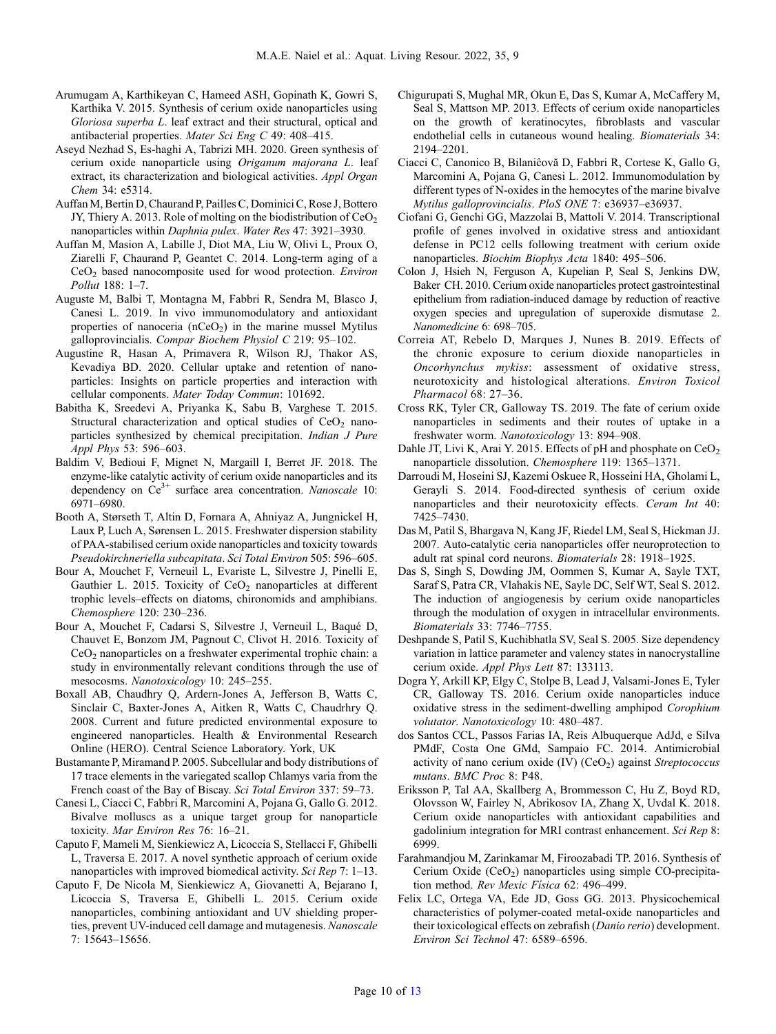Arumugam A, Karthikeyan C, Hameed ASH, Gopinath K, Gowri S, Karthika V. 2015. Synthesis of cerium oxide nanoparticles using *Gloriosa superba L*. leaf extract and their structural, optical and antibacterial properties. *Mater Sci Eng C* 49: 408–415.

Aseyd Nezhad S, Es-haghi A, Tabrizi MH. 2020. Green synthesis of cerium oxide nanoparticle using *Origanum majorana L*. leaf extract, its characterization and biological activities. *Appl Organ Chem* 34: e5314.

Auffan M, Bertin D, Chaurand P, Pailles C, Dominici C, Rose J, Bottero JY, Thiery A. 2013. Role of molting on the biodistribution of $CeO_2$ nanoparticles within *Daphnia pulex*. *Water Res* 47: 3921–3930.

Auffan M, Masion A, Labille J, Diot MA, Liu W, Olivi L, Proux O, Ziarelli F, Chaurand P, Geantet C. 2014. Long-term aging of a $CeO_2$ based nanocomposite used for wood protection. *Environ Pollut* 188: 1–7.

Auguste M, Balbi T, Montagna M, Fabbri R, Sendra M, Blasco J, Canesi L. 2019. In vivo immunomodulatory and antioxidant properties of nanoceria ($nCeO_2$) in the marine mussel Mytilus galloprovincialis. *Compar Biochem Physiol C* 219: 95–102.

Augustine R, Hasan A, Primavera R, Wilson RJ, Thakor AS, Kevadiya BD. 2020. Cellular uptake and retention of nanoparticles: Insights on particle properties and interaction with cellular components. *Mater Today Commun*: 101692.

Babitha K, Sreedevi A, Priyanka K, Sabu B, Varghese T. 2015. Structural characterization and optical studies of $CeO_2$ nanoparticles synthesized by chemical precipitation. *Indian J Pure Appl Phys* 53: 596–603.

Baldim V, Bedioui F, Mignet N, Margaill I, Berret JF. 2018. The enzyme-like catalytic activity of cerium oxide nanoparticles and its dependency on $Ce^{3+}$ surface area concentration. *Nanoscale* 10: 6971–6980.

Booth A, Størseth T, Altin D, Fornara A, Ahniyaz A, Jungnickel H, Laux P, Luch A, Sørensen L. 2015. Freshwater dispersion stability of PAA-stabilised cerium oxide nanoparticles and toxicity towards *Pseudokirchneriella subcapitata*. *Sci Total Environ* 505: 596–605.

Bour A, Mouchet F, Verneuil L, Evariste L, Silvestre J, Pinelli E, Gauthier L. 2015. Toxicity of $CeO_2$ nanoparticles at different trophic levels–effects on diatoms, chironomids and amphibians. *Chemosphere* 120: 230–236.

Bour A, Mouchet F, Cadarsi S, Silvestre J, Verneuil L, Baqué D, Chauvet E, Bonzom JM, Pagnout C, Clivot H. 2016. Toxicity of $CeO_2$ nanoparticles on a freshwater experimental trophic chain: a study in environmentally relevant conditions through the use of mesocosms. *Nanotoxicology* 10: 245–255.

Boxall AB, Chaudhry Q, Ardern-Jones A, Jefferson B, Watts C, Sinclair C, Baxter-Jones A, Aitken R, Watts C, Chaudrhry Q. 2008. Current and future predicted environmental exposure to engineered nanoparticles. Health & Environmental Research Online (HERO). Central Science Laboratory. York, UK

Bustamante P, Miramand P. 2005. Subcellular and body distributions of 17 trace elements in the variegated scallop Chlamys varia from the French coast of the Bay of Biscay. *Sci Total Environ* 337: 59–73.

Canesi L, Ciacci C, Fabbri R, Marcomini A, Pojana G, Gallo G. 2012. Bivalve molluscs as a unique target group for nanoparticle toxicity. *Mar Environ Res* 76: 16–21.

Caputo F, Mameli M, Sienkiewicz A, Licoccia S, Stellacci F, Ghibelli L, Traversa E. 2017. A novel synthetic approach of cerium oxide nanoparticles with improved biomedical activity. *Sci Rep* 7: 1–13.

Caputo F, De Nicola M, Sienkiewicz A, Giovanetti A, Bejarano I, Licoccia S, Traversa E, Ghibelli L. 2015. Cerium oxide nanoparticles, combining antioxidant and UV shielding properties, prevent UV-induced cell damage and mutagenesis. *Nanoscale* 7: 15643–15656.

Chigurupati S, Mughal MR, Okun E, Das S, Kumar A, McCaffery M, Seal S, Mattson MP. 2013. Effects of cerium oxide nanoparticles on the growth of keratinocytes, fibroblasts and vascular endothelial cells in cutaneous wound healing. *Biomaterials* 34: 2194–2201.

Ciacci C, Canonico B, Bilaniĉovă D, Fabbri R, Cortese K, Gallo G, Marcomini A, Pojana G, Canesi L. 2012. Immunomodulation by different types of N-oxides in the hemocytes of the marine bivalve *Mytilus galloprovincialis*. *PloS ONE* 7: e36937–e36937.

Ciofani G, Genchi GG, Mazzolai B, Mattoli V. 2014. Transcriptional profile of genes involved in oxidative stress and antioxidant defense in PC12 cells following treatment with cerium oxide nanoparticles. *Biochim Biophys Acta* 1840: 495–506.

Colon J, Hsieh N, Ferguson A, Kupelian P, Seal S, Jenkins DW, Baker CH. 2010. Cerium oxide nanoparticles protect gastrointestinal epithelium from radiation-induced damage by reduction of reactive oxygen species and upregulation of superoxide dismutase 2. *Nanomedicine* 6: 698–705.

Correia AT, Rebelo D, Marques J, Nunes B. 2019. Effects of the chronic exposure to cerium dioxide nanoparticles in *Oncorhynchus mykiss*: assessment of oxidative stress, neurotoxicity and histological alterations. *Environ Toxicol Pharmacol* 68: 27–36.

Cross RK, Tyler CR, Galloway TS. 2019. The fate of cerium oxide nanoparticles in sediments and their routes of uptake in a freshwater worm. *Nanotoxicology* 13: 894–908.

Dahle JT, Livi K, Arai Y. 2015. Effects of pH and phosphate on $CeO_2$ nanoparticle dissolution. *Chemosphere* 119: 1365–1371.

Darroudi M, Hoseini SJ, Kazemi Oskuee R, Hosseini HA, Gholami L, Gerayli S. 2014. Food-directed synthesis of cerium oxide nanoparticles and their neurotoxicity effects. *Ceram Int* 40: 7425–7430.

Das M, Patil S, Bhargava N, Kang JF, Riedel LM, Seal S, Hickman JJ. 2007. Auto-catalytic ceria nanoparticles offer neuroprotection to adult rat spinal cord neurons. *Biomaterials* 28: 1918–1925.

Das S, Singh S, Dowding JM, Oommen S, Kumar A, Sayle TXT, Saraf S, Patra CR, Vlahakis NE, Sayle DC, Self WT, Seal S. 2012. The induction of angiogenesis by cerium oxide nanoparticles through the modulation of oxygen in intracellular environments. *Biomaterials* 33: 7746–7755.

Deshpande S, Patil S, Kuchibhatla SV, Seal S. 2005. Size dependency variation in lattice parameter and valency states in nanocrystalline cerium oxide. *Appl Phys Lett* 87: 133113.

Dogra Y, Arkill KP, Elgy C, Stolpe B, Lead J, Valsami-Jones E, Tyler CR, Galloway TS. 2016. Cerium oxide nanoparticles induce oxidative stress in the sediment-dwelling amphipod *Corophium volutator*. *Nanotoxicology* 10: 480–487.

dos Santos CCL, Passos Farias IA, Reis Albuquerque AdJd, e Silva PMdF, Costa One GMd, Sampaio FC. 2014. Antimicrobial activity of nano cerium oxide (IV) ($CeO_2$) against *Streptococcus mutans*. *BMC Proc* 8: P48.

Eriksson P, Tal AA, Skallberg A, Brommesson C, Hu Z, Boyd RD, Olovsson W, Fairley N, Abrikosov IA, Zhang X, Uvdal K. 2018. Cerium oxide nanoparticles with antioxidant capabilities and gadolinium integration for MRI contrast enhancement. *Sci Rep* 8: 6999.

Farahmandjou M, Zarinkamar M, Firoozabadi TP. 2016. Synthesis of Cerium Oxide ($CeO_2$) nanoparticles using simple CO-precipitation method. *Rev Mexic Física* 62: 496–499.

Felix LC, Ortega VA, Ede JD, Goss GG. 2013. Physicochemical characteristics of polymer-coated metal-oxide nanoparticles and their toxicological effects on zebrafish (*Danio rerio*) development. *Environ Sci Technol* 47: 6589–6596.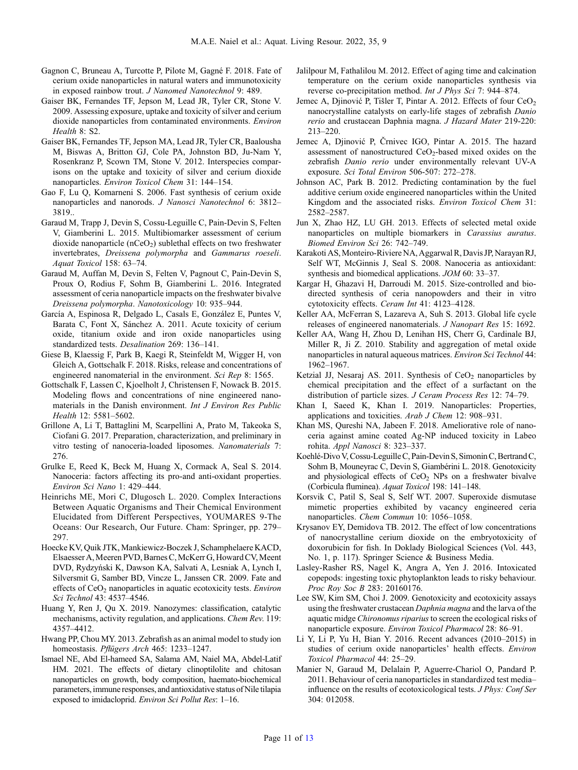Gagnon C, Bruneau A, Turcotte P, Pilote M, Gagné F. 2018. Fate of cerium oxide nanoparticles in natural waters and immunotoxicity in exposed rainbow trout. *J Nanomed Nanotechnol* 9: 489.

Gaiser BK, Fernandes TF, Jepson M, Lead JR, Tyler CR, Stone V. 2009. Assessing exposure, uptake and toxicity of silver and cerium dioxide nanoparticles from contaminated environments. *Environ Health* 8: S2.

Gaiser BK, Fernandes TF, Jepson MA, Lead JR, Tyler CR, Baalousha M, Biswas A, Britton GJ, Cole PA, Johnston BD, Ju-Nam Y, Rosenkranz P, Scown TM, Stone V. 2012. Interspecies comparisons on the uptake and toxicity of silver and cerium dioxide nanoparticles. *Environ Toxicol Chem* 31: 144–154.

Gao F, Lu Q, Komarneni S. 2006. Fast synthesis of cerium oxide nanoparticles and nanorods. *J Nanosci Nanotechnol* 6: 3812–3819..

Garaud M, Trapp J, Devin S, Cossu-Leguille C, Pain-Devin S, Felten V, Giamberini L. 2015. Multibiomarker assessment of cerium dioxide nanoparticle ($nCeO_2$) sublethal effects on two freshwater invertebrates, *Dreissena polymorpha* and *Gammarus roeseli*. *Aquat Toxicol* 158: 63–74.

Garaud M, Auffan M, Devin S, Felten V, Pagnout C, Pain-Devin S, Proux O, Rodius F, Sohm B, Giamberini L. 2016. Integrated assessment of ceria nanoparticle impacts on the freshwater bivalve *Dreissena polymorpha*. *Nanotoxicology* 10: 935–944.

García A, Espinosa R, Delgado L, Casals E, González E, Puntes V, Barata C, Font X, Sánchez A. 2011. Acute toxicity of cerium oxide, titanium oxide and iron oxide nanoparticles using standardized tests. *Desalination* 269: 136–141.

Giese B, Klaessig F, Park B, Kaegi R, Steinfeldt M, Wigger H, von Gleich A, Gottschalk F. 2018. Risks, release and concentrations of engineered nanomaterial in the environment. *Sci Rep* 8: 1565.

Gottschalk F, Lassen C, Kjoelholt J, Christensen F, Nowack B. 2015. Modeling flows and concentrations of nine engineered nanomaterials in the Danish environment. *Int J Environ Res Public Health* 12: 5581–5602.

Grillone A, Li T, Battaglini M, Scarpellini A, Prato M, Takeoka S, Ciofani G. 2017. Preparation, characterization, and preliminary in vitro testing of nanoceria-loaded liposomes. *Nanomaterials* 7: 276.

Grulke E, Reed K, Beck M, Huang X, Cormack A, Seal S. 2014. Nanoceria: factors affecting its pro-and anti-oxidant properties. *Environ Sci Nano* 1: 429–444.

Heinrichs ME, Mori C, Dlugosch L. 2020. Complex Interactions Between Aquatic Organisms and Their Chemical Environment Elucidated from Different Perspectives, YOUMARES 9-The Oceans: Our Research, Our Future. Cham: Springer, pp. 279–297.

Hoecke KV, Quik JTK, Mankiewicz-Boczek J, Schamphelaere KACD, Elsaesser A, Meeren PVD, Barnes C, McKerr G, Howard CV, Meent DVD, Rydzyński K, Dawson KA, Salvati A, Lesniak A, Lynch I, Silversmit G, Samber BD, Vincze L, Janssen CR. 2009. Fate and effects of $CeO_2$ nanoparticles in aquatic ecotoxicity tests. *Environ Sci Technol* 43: 4537–4546.

Huang Y, Ren J, Qu X. 2019. Nanozymes: classification, catalytic mechanisms, activity regulation, and applications. *Chem Rev.* 119: 4357–4412.

Hwang PP, Chou MY. 2013. Zebrafish as an animal model to study ion homeostasis. *Pflügers Arch* 465: 1233–1247.

Ismael NE, Abd El-hameed SA, Salama AM, Naiel MA, Abdel-Latif HM. 2021. The effects of dietary clinoptilolite and chitosan nanoparticles on growth, body composition, haemato-biochemical parameters, immune responses, and antioxidative status of Nile tilapia exposed to imidacloprid. *Environ Sci Pollut Res*: 1–16.

Jalilpour M, Fathalilou M. 2012. Effect of aging time and calcination temperature on the cerium oxide nanoparticles synthesis via reverse co-precipitation method. *Int J Phys Sci* 7: 944–874.

Jemec A, Djinović P, Tišler T, Pintar A. 2012. Effects of four $CeO_2$ nanocrystalline catalysts on early-life stages of zebrafish *Danio rerio* and crustacean Daphnia magna. *J Hazard Mater* 219-220: 213–220.

Jemec A, Djinović P, Črnivec IGO, Pintar A. 2015. The hazard assessment of nanostructured $CeO_2$-based mixed oxides on the zebrafish *Danio rerio* under environmentally relevant UV-A exposure. *Sci Total Environ* 506-507: 272–278.

Johnson AC, Park B. 2012. Predicting contamination by the fuel additive cerium oxide engineered nanoparticles within the United Kingdom and the associated risks. *Environ Toxicol Chem* 31: 2582–2587.

Jun X, Zhao HZ, LU GH. 2013. Effects of selected metal oxide nanoparticles on multiple biomarkers in *Carassius auratus*. *Biomed Environ Sci* 26: 742–749.

Karakoti AS, Monteiro-Riviere NA, Aggarwal R, Davis JP, Narayan RJ, Self WT, McGinnis J, Seal S. 2008. Nanoceria as antioxidant: synthesis and biomedical applications. *JOM* 60: 33–37.

Kargar H, Ghazavi H, Darroudi M. 2015. Size-controlled and bio-directed synthesis of ceria nanopowders and their in vitro cytotoxicity effects. *Ceram Int* 41: 4123–4128.

Keller AA, McFerran S, Lazareva A, Suh S. 2013. Global life cycle releases of engineered nanomaterials. *J Nanopart Res* 15: 1692.

Keller AA, Wang H, Zhou D, Lenihan HS, Cherr G, Cardinale BJ, Miller R, Ji Z. 2010. Stability and aggregation of metal oxide nanoparticles in natural aqueous matrices. *Environ Sci Technol* 44: 1962–1967.

Ketzial JJ, Nesaraj AS. 2011. Synthesis of $CeO_2$ nanoparticles by chemical precipitation and the effect of a surfactant on the distribution of particle sizes. *J Ceram Process Res* 12: 74–79.

Khan I, Saeed K, Khan I. 2019. Nanoparticles: Properties, applications and toxicities. *Arab J Chem* 12: 908–931.

Khan MS, Qureshi NA, Jabeen F. 2018. Ameliorative role of nanoceria against amine coated Ag-NP induced toxicity in Labeo rohita. *Appl Nanosci* 8: 323–337.

Koehlé-Divo V, Cossu-Leguille C, Pain-Devin S, Simonin C, Bertrand C, Sohm B, Mouneyrac C, Devin S, Giambérini L. 2018. Genotoxicity and physiological effects of $CeO_2$ NPs on a freshwater bivalve (Corbicula fluminea). *Aquat Toxicol* 198: 141–148.

Korsvik C, Patil S, Seal S, Self WT. 2007. Superoxide dismutase mimetic properties exhibited by vacancy engineered ceria nanoparticles. *Chem Commun* 10: 1056–1058.

Krysanov EY, Demidova TB. 2012. The effect of low concentrations of nanocrystalline cerium dioxide on the embryotoxicity of doxorubicin for fish. In Doklady Biological Sciences (Vol. 443, No. 1, p. 117). Springer Science & Business Media.

Lasley-Rasher RS, Nagel K, Angra A, Yen J. 2016. Intoxicated copepods: ingesting toxic phytoplankton leads to risky behaviour. *Proc Roy Soc B* 283: 20160176.

Lee SW, Kim SM, Choi J. 2009. Genotoxicity and ecotoxicity assays using the freshwater crustacean *Daphnia magna* and the larva of the aquatic midge *Chironomus riparius* to screen the ecological risks of nanoparticle exposure. *Environ Toxicol Pharmacol* 28: 86–91.

Li Y, Li P, Yu H, Bian Y. 2016. Recent advances (2010–2015) in studies of cerium oxide nanoparticles' health effects. *Environ Toxicol Pharmacol* 44: 25–29.

Manier N, Garaud M, Delalain P, Aguerre-Chariol O, Pandard P. 2011. Behaviour of ceria nanoparticles in standardized test media–influence on the results of ecotoxicological tests. *J Phys: Conf Ser* 304: 012058.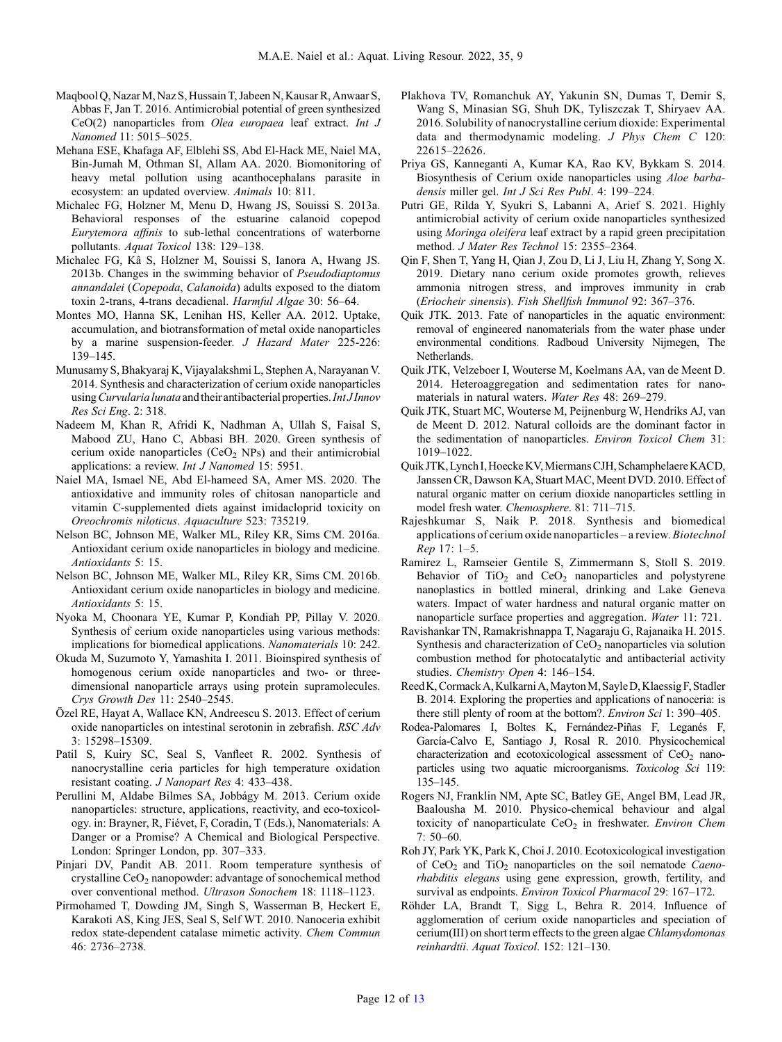Maqbool Q, Nazar M, Naz S, Hussain T, Jabeen N, Kausar R, Anwaar S, Abbas F, Jan T. 2016. Antimicrobial potential of green synthesized CeO(2) nanoparticles from *Olea europaea* leaf extract. *Int J Nanomed* 11: 5015–5025.

Mehana ESE, Khafaga AF, Elblehi SS, Abd El-Hack ME, Naiel MA, Bin-Jumah M, Othman SI, Allam AA. 2020. Biomonitoring of heavy metal pollution using acanthocephalans parasite in ecosystem: an updated overview. *Animals* 10: 811.

Michalec FG, Holzner M, Menu D, Hwang JS, Souissi S. 2013a. Behavioral responses of the estuarine calanoid copepod *Eurytemora affinis* to sub-lethal concentrations of waterborne pollutants. *Aquat Toxicol* 138: 129–138.

Michalec FG, Kâ S, Holzner M, Souissi S, Ianora A, Hwang JS. 2013b. Changes in the swimming behavior of *Pseudodiaptomus annandalei* (*Copepoda*, *Calanoida*) adults exposed to the diatom toxin 2-trans, 4-trans decadienal. *Harmful Algae* 30: 56–64.

Montes MO, Hanna SK, Lenihan HS, Keller AA. 2012. Uptake, accumulation, and biotransformation of metal oxide nanoparticles by a marine suspension-feeder. *J Hazard Mater* 225-226: 139–145.

Munusamy S, Bhakyaraj K, Vijayalakshmi L, Stephen A, Narayanan V. 2014. Synthesis and characterization of cerium oxide nanoparticles using *Curvularia lunata* and their antibacterial properties. *Int J Innov Res Sci Eng*. 2: 318.

Nadeem M, Khan R, Afridi K, Nadhman A, Ullah S, Faisal S, Mabood ZU, Hano C, Abbasi BH. 2020. Green synthesis of cerium oxide nanoparticles ($CeO_2$ NPs) and their antimicrobial applications: a review. *Int J Nanomed* 15: 5951.

Naiel MA, Ismael NE, Abd El-hameed SA, Amer MS. 2020. The antioxidative and immunity roles of chitosan nanoparticle and vitamin C-supplemented diets against imidacloprid toxicity on *Oreochromis niloticus*. *Aquaculture* 523: 735219.

Nelson BC, Johnson ME, Walker ML, Riley KR, Sims CM. 2016a. Antioxidant cerium oxide nanoparticles in biology and medicine. *Antioxidants* 5: 15.

Nelson BC, Johnson ME, Walker ML, Riley KR, Sims CM. 2016b. Antioxidant cerium oxide nanoparticles in biology and medicine. *Antioxidants* 5: 15.

Nyoka M, Choonara YE, Kumar P, Kondiah PP, Pillay V. 2020. Synthesis of cerium oxide nanoparticles using various methods: implications for biomedical applications. *Nanomaterials* 10: 242.

Okuda M, Suzumoto Y, Yamashita I. 2011. Bioinspired synthesis of homogenous cerium oxide nanoparticles and two- or three-dimensional nanoparticle arrays using protein supramolecules. *Crys Growth Des* 11: 2540–2545.

Özel RE, Hayat A, Wallace KN, Andreescu S. 2013. Effect of cerium oxide nanoparticles on intestinal serotonin in zebrafish. *RSC Adv* 3: 15298–15309.

Patil S, Kuiry SC, Seal S, Vanfleet R. 2002. Synthesis of nanocrystalline ceria particles for high temperature oxidation resistant coating. *J Nanopart Res* 4: 433–438.

Perullini M, Aldabe Bilmes SA, Jobbágy M. 2013. Cerium oxide nanoparticles: structure, applications, reactivity, and eco-toxicology. in: Brayner, R, Fiévet, F, Coradin, T (Eds.), Nanomaterials: A Danger or a Promise? A Chemical and Biological Perspective. London: Springer London, pp. 307–333.

Pinjari DV, Pandit AB. 2011. Room temperature synthesis of crystalline $CeO_2$ nanopowder: advantage of sonochemical method over conventional method. *Ultrason Sonochem* 18: 1118–1123.

Pirmohamed T, Dowding JM, Singh S, Wasserman B, Heckert E, Karakoti AS, King JES, Seal S, Self WT. 2010. Nanoceria exhibit redox state-dependent catalase mimetic activity. *Chem Commun* 46: 2736–2738.

Plakhova TV, Romanchuk AY, Yakunin SN, Dumas T, Demir S, Wang S, Minasian SG, Shuh DK, Tyliszczak T, Shiryaev AA. 2016. Solubility of nanocrystalline cerium dioxide: Experimental data and thermodynamic modeling. *J Phys Chem C* 120: 22615–22626.

Priya GS, Kanneganti A, Kumar KA, Rao KV, Bykkam S. 2014. Biosynthesis of Cerium oxide nanoparticles using *Aloe barbadensis* miller gel. *Int J Sci Res Publ*. 4: 199–224.

Putri GE, Rilda Y, Syukri S, Labanni A, Arief S. 2021. Highly antimicrobial activity of cerium oxide nanoparticles synthesized using *Moringa oleifera* leaf extract by a rapid green precipitation method. *J Mater Res Technol* 15: 2355–2364.

Qin F, Shen T, Yang H, Qian J, Zou D, Li J, Liu H, Zhang Y, Song X. 2019. Dietary nano cerium oxide promotes growth, relieves ammonia nitrogen stress, and improves immunity in crab (*Eriocheir sinensis*). *Fish Shellfish Immunol* 92: 367–376.

Quik JTK. 2013. Fate of nanoparticles in the aquatic environment: removal of engineered nanomaterials from the water phase under environmental conditions. Radboud University Nijmegen, The Netherlands.

Quik JTK, Velzeboer I, Wouterse M, Koelmans AA, van de Meent D. 2014. Heteroaggregation and sedimentation rates for nanomaterials in natural waters. *Water Res* 48: 269–279.

Quik JTK, Stuart MC, Wouterse M, Peijnenburg W, Hendriks AJ, van de Meent D. 2012. Natural colloids are the dominant factor in the sedimentation of nanoparticles. *Environ Toxicol Chem* 31: 1019–1022.

Quik JTK, Lynch I, Hoecke KV, Miermans CJH, Schamphelaere KACD, Janssen CR, Dawson KA, Stuart MAC, Meent DVD. 2010. Effect of natural organic matter on cerium dioxide nanoparticles settling in model fresh water. *Chemosphere*. 81: 711–715.

Rajeshkumar S, Naik P. 2018. Synthesis and biomedical applications of cerium oxide nanoparticles – a review. *Biotechnol Rep* 17: 1–5.

Ramirez L, Ramseier Gentile S, Zimmermann S, Stoll S. 2019. Behavior of $TiO_2$ and $CeO_2$ nanoparticles and polystyrene nanoplastics in bottled mineral, drinking and Lake Geneva waters. Impact of water hardness and natural organic matter on nanoparticle surface properties and aggregation. *Water* 11: 721.

Ravishankar TN, Ramakrishnappa T, Nagaraju G, Rajanaika H. 2015. Synthesis and characterization of $CeO_2$ nanoparticles via solution combustion method for photocatalytic and antibacterial activity studies. *Chemistry Open* 4: 146–154.

Reed K, Cormack A, Kulkarni A, Mayton M, Sayle D, Klaessig F, Stadler B. 2014. Exploring the properties and applications of nanoceria: is there still plenty of room at the bottom?. *Environ Sci* 1: 390–405.

Rodea-Palomares I, Boltes K, Fernández-Piñas F, Leganés F, García-Calvo E, Santiago J, Rosal R. 2010. Physicochemical characterization and ecotoxicological assessment of $CeO_2$ nanoparticles using two aquatic microorganisms. *Toxicolog Sci* 119: 135–145.

Rogers NJ, Franklin NM, Apte SC, Batley GE, Angel BM, Lead JR, Baalousha M. 2010. Physico-chemical behaviour and algal toxicity of nanoparticulate $CeO_2$ in freshwater. *Environ Chem* 7: 50–60.

Roh JY, Park YK, Park K, Choi J. 2010. Ecotoxicological investigation of $CeO_2$ and $TiO_2$ nanoparticles on the soil nematode *Caenorhabditis elegans* using gene expression, growth, fertility, and survival as endpoints. *Environ Toxicol Pharmacol* 29: 167–172.

Röhder LA, Brandt T, Sigg L, Behra R. 2014. Influence of agglomeration of cerium oxide nanoparticles and speciation of cerium(III) on short term effects to the green algae *Chlamydomonas reinhardtii*. *Aquat Toxicol*. 152: 121–130.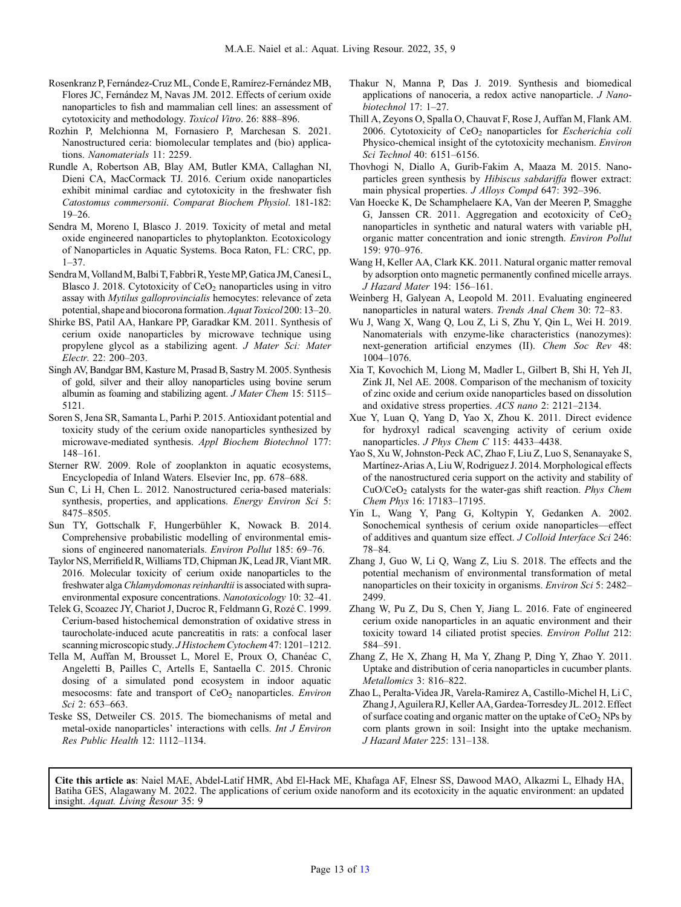Rosenkranz P, Fernández-Cruz ML, Conde E, Ramírez-Fernández MB, Flores JC, Fernández M, Navas JM. 2012. Effects of cerium oxide nanoparticles to fish and mammalian cell lines: an assessment of cytotoxicity and methodology. *Toxicol Vitro*. 26: 888–896.

Rozhin P, Melchionna M, Fornasiero P, Marchesan S. 2021. Nanostructured ceria: biomolecular templates and (bio) applications. *Nanomaterials* 11: 2259.

Rundle A, Robertson AB, Blay AM, Butler KMA, Callaghan NI, Dieni CA, MacCormack TJ. 2016. Cerium oxide nanoparticles exhibit minimal cardiac and cytotoxicity in the freshwater fish *Catostomus commersonii*. *Comparat Biochem Physiol*. 181-182: 19–26.

Sendra M, Moreno I, Blasco J. 2019. Toxicity of metal and metal oxide engineered nanoparticles to phytoplankton. Ecotoxicology of Nanoparticles in Aquatic Systems. Boca Raton, FL: CRC, pp. 1–37.

Sendra M, Volland M, Balbi T, Fabbri R, Yeste MP, Gatica JM, Canesi L, Blasco J. 2018. Cytotoxicity of $CeO_2$ nanoparticles using in vitro assay with *Mytilus galloprovincialis* hemocytes: relevance of zeta potential, shape and biocorona formation. *Aquat Toxicol* 200: 13–20.

Shirke BS, Patil AA, Hankare PP, Garadkar KM. 2011. Synthesis of cerium oxide nanoparticles by microwave technique using propylene glycol as a stabilizing agent. *J Mater Sci: Mater Electr*. 22: 200–203.

Singh AV, Bandgar BM, Kasture M, Prasad B, Sastry M. 2005. Synthesis of gold, silver and their alloy nanoparticles using bovine serum albumin as foaming and stabilizing agent. *J Mater Chem* 15: 5115–5121.

Soren S, Jena SR, Samanta L, Parhi P. 2015. Antioxidant potential and toxicity study of the cerium oxide nanoparticles synthesized by microwave-mediated synthesis. *Appl Biochem Biotechnol* 177: 148–161.

Sterner RW. 2009. Role of zooplankton in aquatic ecosystems, Encyclopedia of Inland Waters. Elsevier Inc, pp. 678–688.

Sun C, Li H, Chen L. 2012. Nanostructured ceria-based materials: synthesis, properties, and applications. *Energy Environ Sci* 5: 8475–8505.

Sun TY, Gottschalk F, Hungerbühler K, Nowack B. 2014. Comprehensive probabilistic modelling of environmental emissions of engineered nanomaterials. *Environ Pollut* 185: 69–76.

Taylor NS, Merrifield R, Williams TD, Chipman JK, Lead JR, Viant MR. 2016. Molecular toxicity of cerium oxide nanoparticles to the freshwater alga *Chlamydomonas reinhardtii* is associated with supra-environmental exposure concentrations. *Nanotoxicology* 10: 32–41.

Telek G, Scoazec JY, Chariot J, Ducroc R, Feldmann G, Rozé C. 1999. Cerium-based histochemical demonstration of oxidative stress in taurocholate-induced acute pancreatitis in rats: a confocal laser scanning microscopic study. *J Histochem Cytochem* 47: 1201–1212.

Tella M, Auffan M, Brousset L, Morel E, Proux O, Chanéac C, Angeletti B, Pailles C, Artells E, Santaella C. 2015. Chronic dosing of a simulated pond ecosystem in indoor aquatic mesocosms: fate and transport of $CeO_2$ nanoparticles. *Environ Sci* 2: 653–663.

Teske SS, Detweiler CS. 2015. The biomechanisms of metal and metal-oxide nanoparticles' interactions with cells. *Int J Environ Res Public Health* 12: 1112–1134.

Thakur N, Manna P, Das J. 2019. Synthesis and biomedical applications of nanoceria, a redox active nanoparticle. *J Nanobiotechnol* 17: 1–27.

Thill A, Zeyons O, Spalla O, Chauvat F, Rose J, Auffan M, Flank AM. 2006. Cytotoxicity of $CeO_2$ nanoparticles for *Escherichia coli* Physico-chemical insight of the cytotoxicity mechanism. *Environ Sci Technol* 40: 6151–6156.

Thovhogi N, Diallo A, Gurib-Fakim A, Maaza M. 2015. Nanoparticles green synthesis by *Hibiscus sabdariffa* flower extract: main physical properties. *J Alloys Compd* 647: 392–396.

Van Hoecke K, De Schamphelaere KA, Van der Meeren P, Smagghe G, Janssen CR. 2011. Aggregation and ecotoxicity of $CeO_2$ nanoparticles in synthetic and natural waters with variable pH, organic matter concentration and ionic strength. *Environ Pollut* 159: 970–976.

Wang H, Keller AA, Clark KK. 2011. Natural organic matter removal by adsorption onto magnetic permanently confined micelle arrays. *J Hazard Mater* 194: 156–161.

Weinberg H, Galyean A, Leopold M. 2011. Evaluating engineered nanoparticles in natural waters. *Trends Anal Chem* 30: 72–83.

Wu J, Wang X, Wang Q, Lou Z, Li S, Zhu Y, Qin L, Wei H. 2019. Nanomaterials with enzyme-like characteristics (nanozymes): next-generation artificial enzymes (II). *Chem Soc Rev* 48: 1004–1076.

Xia T, Kovochich M, Liong M, Madler L, Gilbert B, Shi H, Yeh JI, Zink JI, Nel AE. 2008. Comparison of the mechanism of toxicity of zinc oxide and cerium oxide nanoparticles based on dissolution and oxidative stress properties. *ACS nano* 2: 2121–2134.

Xue Y, Luan Q, Yang D, Yao X, Zhou K. 2011. Direct evidence for hydroxyl radical scavenging activity of cerium oxide nanoparticles. *J Phys Chem C* 115: 4433–4438.

Yao S, Xu W, Johnston-Peck AC, Zhao F, Liu Z, Luo S, Senanayake S, Martínez-Arias A, Liu W, Rodriguez J. 2014. Morphological effects of the nanostructured ceria support on the activity and stability of $CuO/CeO_2$ catalysts for the water-gas shift reaction. *Phys Chem Chem Phys* 16: 17183–17195.

Yin L, Wang Y, Pang G, Koltypin Y, Gedanken A. 2002. Sonochemical synthesis of cerium oxide nanoparticles—effect of additives and quantum size effect. *J Colloid Interface Sci* 246: 78–84.

Zhang J, Guo W, Li Q, Wang Z, Liu S. 2018. The effects and the potential mechanism of environmental transformation of metal nanoparticles on their toxicity in organisms. *Environ Sci* 5: 2482–2499.

Zhang W, Pu Z, Du S, Chen Y, Jiang L. 2016. Fate of engineered cerium oxide nanoparticles in an aquatic environment and their toxicity toward 14 ciliated protist species. *Environ Pollut* 212: 584–591.

Zhang Z, He X, Zhang H, Ma Y, Zhang P, Ding Y, Zhao Y. 2011. Uptake and distribution of ceria nanoparticles in cucumber plants. *Metallomics* 3: 816–822.

Zhao L, Peralta-Videa JR, Varela-Ramirez A, Castillo-Michel H, Li C, Zhang J, Aguilera RJ, Keller AA, Gardea-Torresdey JL. 2012. Effect of surface coating and organic matter on the uptake of $CeO_2$ NPs by corn plants grown in soil: Insight into the uptake mechanism. *J Hazard Mater* 225: 131–138.

**Cite this article as**: Naiel MAE, Abdel-Latif HMR, Abd El-Hack ME, Khafaga AF, Elnesr SS, Dawood MAO, Alkazmi L, Elhady HA, Batiha GES, Alagawany M. 2022. The applications of cerium oxide nanoform and its ecotoxicity in the aquatic environment: an updated insight. *Aquat. Living Resour* 35: 9